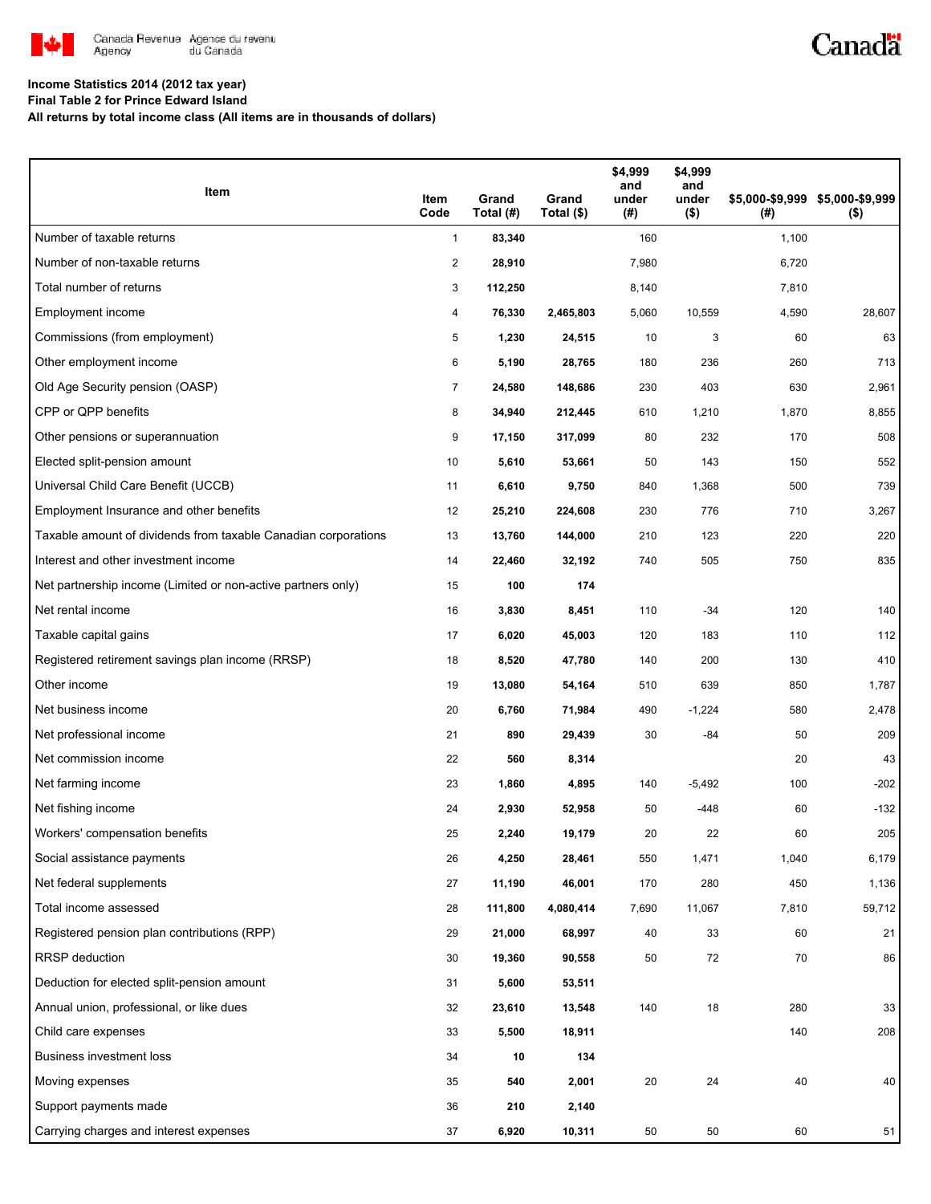Canada Revenue Agency / Agence du revenu du Canada

Canada

**Income Statistics 2014 (2012 tax year)**
**Final Table 2 for Prince Edward Island**
**All returns by total income class (All items are in thousands of dollars)**

| Item | Item Code | Grand Total (#) | Grand Total ($) | $4,999 and under (#) | $4,999 and under ($) | $5,000-$9,999 (#) | $5,000-$9,999 ($) |
|---|---|---|---|---|---|---|---|
| Number of taxable returns | 1 | **83,340** | | 160 | | 1,100 | |
| Number of non-taxable returns | 2 | **28,910** | | 7,980 | | 6,720 | |
| Total number of returns | 3 | **112,250** | | 8,140 | | 7,810 | |
| Employment income | 4 | **76,330** | **2,465,803** | 5,060 | 10,559 | 4,590 | 28,607 |
| Commissions (from employment) | 5 | **1,230** | **24,515** | 10 | 3 | 60 | 63 |
| Other employment income | 6 | **5,190** | **28,765** | 180 | 236 | 260 | 713 |
| Old Age Security pension (OASP) | 7 | **24,580** | **148,686** | 230 | 403 | 630 | 2,961 |
| CPP or QPP benefits | 8 | **34,940** | **212,445** | 610 | 1,210 | 1,870 | 8,855 |
| Other pensions or superannuation | 9 | **17,150** | **317,099** | 80 | 232 | 170 | 508 |
| Elected split-pension amount | 10 | **5,610** | **53,661** | 50 | 143 | 150 | 552 |
| Universal Child Care Benefit (UCCB) | 11 | **6,610** | **9,750** | 840 | 1,368 | 500 | 739 |
| Employment Insurance and other benefits | 12 | **25,210** | **224,608** | 230 | 776 | 710 | 3,267 |
| Taxable amount of dividends from taxable Canadian corporations | 13 | **13,760** | **144,000** | 210 | 123 | 220 | 220 |
| Interest and other investment income | 14 | **22,460** | **32,192** | 740 | 505 | 750 | 835 |
| Net partnership income (Limited or non-active partners only) | 15 | **100** | **174** | | | | |
| Net rental income | 16 | **3,830** | **8,451** | 110 | -34 | 120 | 140 |
| Taxable capital gains | 17 | **6,020** | **45,003** | 120 | 183 | 110 | 112 |
| Registered retirement savings plan income (RRSP) | 18 | **8,520** | **47,780** | 140 | 200 | 130 | 410 |
| Other income | 19 | **13,080** | **54,164** | 510 | 639 | 850 | 1,787 |
| Net business income | 20 | **6,760** | **71,984** | 490 | -1,224 | 580 | 2,478 |
| Net professional income | 21 | **890** | **29,439** | 30 | -84 | 50 | 209 |
| Net commission income | 22 | **560** | **8,314** | | | 20 | 43 |
| Net farming income | 23 | **1,860** | **4,895** | 140 | -5,492 | 100 | -202 |
| Net fishing income | 24 | **2,930** | **52,958** | 50 | -448 | 60 | -132 |
| Workers' compensation benefits | 25 | **2,240** | **19,179** | 20 | 22 | 60 | 205 |
| Social assistance payments | 26 | **4,250** | **28,461** | 550 | 1,471 | 1,040 | 6,179 |
| Net federal supplements | 27 | **11,190** | **46,001** | 170 | 280 | 450 | 1,136 |
| Total income assessed | 28 | **111,800** | **4,080,414** | 7,690 | 11,067 | 7,810 | 59,712 |
| Registered pension plan contributions (RPP) | 29 | **21,000** | **68,997** | 40 | 33 | 60 | 21 |
| RRSP deduction | 30 | **19,360** | **90,558** | 50 | 72 | 70 | 86 |
| Deduction for elected split-pension amount | 31 | **5,600** | **53,511** | | | | |
| Annual union, professional, or like dues | 32 | **23,610** | **13,548** | 140 | 18 | 280 | 33 |
| Child care expenses | 33 | **5,500** | **18,911** | | | 140 | 208 |
| Business investment loss | 34 | **10** | **134** | | | | |
| Moving expenses | 35 | **540** | **2,001** | 20 | 24 | 40 | 40 |
| Support payments made | 36 | **210** | **2,140** | | | | |
| Carrying charges and interest expenses | 37 | **6,920** | **10,311** | 50 | 50 | 60 | 51 |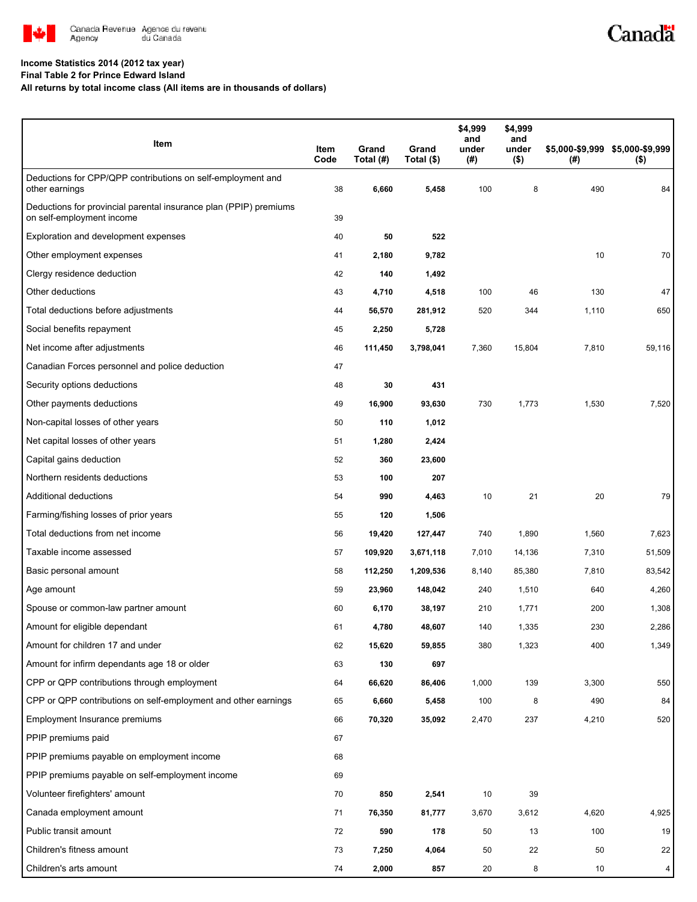**Income Statistics 2014 (2012 tax year)**
**Final Table 2 for Prince Edward Island**
**All returns by total income class (All items are in thousands of dollars)**

| Item | Item Code | Grand Total (#) | Grand Total ($) | $4,999 and under (#) | $4,999 and under ($) | $5,000-$9,999 (#) | $5,000-$9,999 ($) |
|---|---|---|---|---|---|---|---|
| Deductions for CPP/QPP contributions on self-employment and other earnings | 38 | **6,660** | **5,458** | 100 | 8 | 490 | 84 |
| Deductions for provincial parental insurance plan (PPIP) premiums on self-employment income | 39 | | | | | | |
| Exploration and development expenses | 40 | **50** | **522** | | | | |
| Other employment expenses | 41 | **2,180** | **9,782** | | | 10 | 70 |
| Clergy residence deduction | 42 | **140** | **1,492** | | | | |
| Other deductions | 43 | **4,710** | **4,518** | 100 | 46 | 130 | 47 |
| Total deductions before adjustments | 44 | **56,570** | **281,912** | 520 | 344 | 1,110 | 650 |
| Social benefits repayment | 45 | **2,250** | **5,728** | | | | |
| Net income after adjustments | 46 | **111,450** | **3,798,041** | 7,360 | 15,804 | 7,810 | 59,116 |
| Canadian Forces personnel and police deduction | 47 | | | | | | |
| Security options deductions | 48 | **30** | **431** | | | | |
| Other payments deductions | 49 | **16,900** | **93,630** | 730 | 1,773 | 1,530 | 7,520 |
| Non-capital losses of other years | 50 | **110** | **1,012** | | | | |
| Net capital losses of other years | 51 | **1,280** | **2,424** | | | | |
| Capital gains deduction | 52 | **360** | **23,600** | | | | |
| Northern residents deductions | 53 | **100** | **207** | | | | |
| Additional deductions | 54 | **990** | **4,463** | 10 | 21 | 20 | 79 |
| Farming/fishing losses of prior years | 55 | **120** | **1,506** | | | | |
| Total deductions from net income | 56 | **19,420** | **127,447** | 740 | 1,890 | 1,560 | 7,623 |
| Taxable income assessed | 57 | **109,920** | **3,671,118** | 7,010 | 14,136 | 7,310 | 51,509 |
| Basic personal amount | 58 | **112,250** | **1,209,536** | 8,140 | 85,380 | 7,810 | 83,542 |
| Age amount | 59 | **23,960** | **148,042** | 240 | 1,510 | 640 | 4,260 |
| Spouse or common-law partner amount | 60 | **6,170** | **38,197** | 210 | 1,771 | 200 | 1,308 |
| Amount for eligible dependant | 61 | **4,780** | **48,607** | 140 | 1,335 | 230 | 2,286 |
| Amount for children 17 and under | 62 | **15,620** | **59,855** | 380 | 1,323 | 400 | 1,349 |
| Amount for infirm dependants age 18 or older | 63 | **130** | **697** | | | | |
| CPP or QPP contributions through employment | 64 | **66,620** | **86,406** | 1,000 | 139 | 3,300 | 550 |
| CPP or QPP contributions on self-employment and other earnings | 65 | **6,660** | **5,458** | 100 | 8 | 490 | 84 |
| Employment Insurance premiums | 66 | **70,320** | **35,092** | 2,470 | 237 | 4,210 | 520 |
| PPIP premiums paid | 67 | | | | | | |
| PPIP premiums payable on employment income | 68 | | | | | | |
| PPIP premiums payable on self-employment income | 69 | | | | | | |
| Volunteer firefighters' amount | 70 | **850** | **2,541** | 10 | 39 | | |
| Canada employment amount | 71 | **76,350** | **81,777** | 3,670 | 3,612 | 4,620 | 4,925 |
| Public transit amount | 72 | **590** | **178** | 50 | 13 | 100 | 19 |
| Children's fitness amount | 73 | **7,250** | **4,064** | 50 | 22 | 50 | 22 |
| Children's arts amount | 74 | **2,000** | **857** | 20 | 8 | 10 | 4 |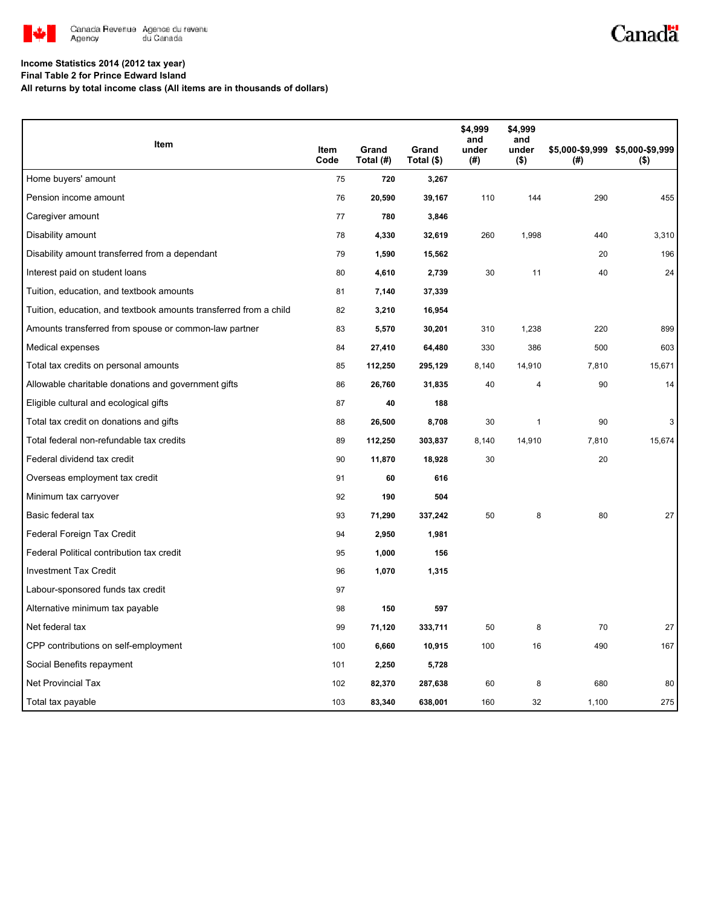**Income Statistics 2014 (2012 tax year)**
**Final Table 2 for Prince Edward Island**
**All returns by total income class (All items are in thousands of dollars)**

| Item | Item Code | Grand Total (#) | Grand Total ($) | $4,999 and under (#) | $4,999 and under ($) | $5,000-$9,999 (#) | $5,000-$9,999 ($) |
|---|---|---|---|---|---|---|---|
| Home buyers' amount | 75 | 720 | 3,267 | | | | |
| Pension income amount | 76 | 20,590 | 39,167 | 110 | 144 | 290 | 455 |
| Caregiver amount | 77 | 780 | 3,846 | | | | |
| Disability amount | 78 | 4,330 | 32,619 | 260 | 1,998 | 440 | 3,310 |
| Disability amount transferred from a dependant | 79 | 1,590 | 15,562 | | | 20 | 196 |
| Interest paid on student loans | 80 | 4,610 | 2,739 | 30 | 11 | 40 | 24 |
| Tuition, education, and textbook amounts | 81 | 7,140 | 37,339 | | | | |
| Tuition, education, and textbook amounts transferred from a child | 82 | 3,210 | 16,954 | | | | |
| Amounts transferred from spouse or common-law partner | 83 | 5,570 | 30,201 | 310 | 1,238 | 220 | 899 |
| Medical expenses | 84 | 27,410 | 64,480 | 330 | 386 | 500 | 603 |
| Total tax credits on personal amounts | 85 | 112,250 | 295,129 | 8,140 | 14,910 | 7,810 | 15,671 |
| Allowable charitable donations and government gifts | 86 | 26,760 | 31,835 | 40 | 4 | 90 | 14 |
| Eligible cultural and ecological gifts | 87 | 40 | 188 | | | | |
| Total tax credit on donations and gifts | 88 | 26,500 | 8,708 | 30 | 1 | 90 | 3 |
| Total federal non-refundable tax credits | 89 | 112,250 | 303,837 | 8,140 | 14,910 | 7,810 | 15,674 |
| Federal dividend tax credit | 90 | 11,870 | 18,928 | 30 | | 20 | |
| Overseas employment tax credit | 91 | 60 | 616 | | | | |
| Minimum tax carryover | 92 | 190 | 504 | | | | |
| Basic federal tax | 93 | 71,290 | 337,242 | 50 | 8 | 80 | 27 |
| Federal Foreign Tax Credit | 94 | 2,950 | 1,981 | | | | |
| Federal Political contribution tax credit | 95 | 1,000 | 156 | | | | |
| Investment Tax Credit | 96 | 1,070 | 1,315 | | | | |
| Labour-sponsored funds tax credit | 97 | | | | | | |
| Alternative minimum tax payable | 98 | 150 | 597 | | | | |
| Net federal tax | 99 | 71,120 | 333,711 | 50 | 8 | 70 | 27 |
| CPP contributions on self-employment | 100 | 6,660 | 10,915 | 100 | 16 | 490 | 167 |
| Social Benefits repayment | 101 | 2,250 | 5,728 | | | | |
| Net Provincial Tax | 102 | 82,370 | 287,638 | 60 | 8 | 680 | 80 |
| Total tax payable | 103 | 83,340 | 638,001 | 160 | 32 | 1,100 | 275 |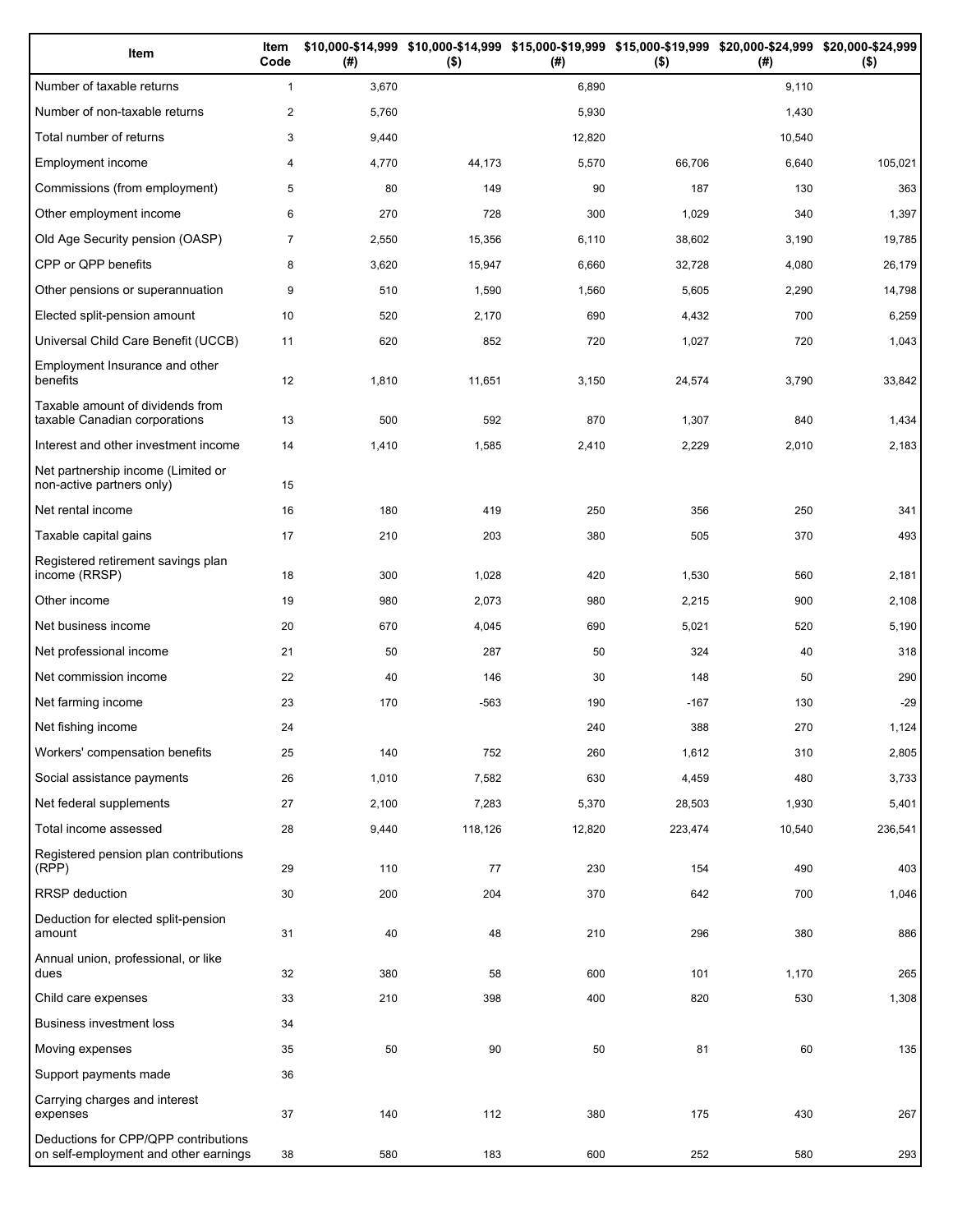| Item | Item Code | $10,000-$14,999 (#) | $10,000-$14,999 ($) | $15,000-$19,999 (#) | $15,000-$19,999 ($) | $20,000-$24,999 (#) | $20,000-$24,999 ($) |
|---|---|---|---|---|---|---|---|
| Number of taxable returns | 1 | 3,670 | | 6,890 | | 9,110 | |
| Number of non-taxable returns | 2 | 5,760 | | 5,930 | | 1,430 | |
| Total number of returns | 3 | 9,440 | | 12,820 | | 10,540 | |
| Employment income | 4 | 4,770 | 44,173 | 5,570 | 66,706 | 6,640 | 105,021 |
| Commissions (from employment) | 5 | 80 | 149 | 90 | 187 | 130 | 363 |
| Other employment income | 6 | 270 | 728 | 300 | 1,029 | 340 | 1,397 |
| Old Age Security pension (OASP) | 7 | 2,550 | 15,356 | 6,110 | 38,602 | 3,190 | 19,785 |
| CPP or QPP benefits | 8 | 3,620 | 15,947 | 6,660 | 32,728 | 4,080 | 26,179 |
| Other pensions or superannuation | 9 | 510 | 1,590 | 1,560 | 5,605 | 2,290 | 14,798 |
| Elected split-pension amount | 10 | 520 | 2,170 | 690 | 4,432 | 700 | 6,259 |
| Universal Child Care Benefit (UCCB) | 11 | 620 | 852 | 720 | 1,027 | 720 | 1,043 |
| Employment Insurance and other benefits | 12 | 1,810 | 11,651 | 3,150 | 24,574 | 3,790 | 33,842 |
| Taxable amount of dividends from taxable Canadian corporations | 13 | 500 | 592 | 870 | 1,307 | 840 | 1,434 |
| Interest and other investment income | 14 | 1,410 | 1,585 | 2,410 | 2,229 | 2,010 | 2,183 |
| Net partnership income (Limited or non-active partners only) | 15 | | | | | | |
| Net rental income | 16 | 180 | 419 | 250 | 356 | 250 | 341 |
| Taxable capital gains | 17 | 210 | 203 | 380 | 505 | 370 | 493 |
| Registered retirement savings plan income (RRSP) | 18 | 300 | 1,028 | 420 | 1,530 | 560 | 2,181 |
| Other income | 19 | 980 | 2,073 | 980 | 2,215 | 900 | 2,108 |
| Net business income | 20 | 670 | 4,045 | 690 | 5,021 | 520 | 5,190 |
| Net professional income | 21 | 50 | 287 | 50 | 324 | 40 | 318 |
| Net commission income | 22 | 40 | 146 | 30 | 148 | 50 | 290 |
| Net farming income | 23 | 170 | -563 | 190 | -167 | 130 | -29 |
| Net fishing income | 24 | | | 240 | 388 | 270 | 1,124 |
| Workers' compensation benefits | 25 | 140 | 752 | 260 | 1,612 | 310 | 2,805 |
| Social assistance payments | 26 | 1,010 | 7,582 | 630 | 4,459 | 480 | 3,733 |
| Net federal supplements | 27 | 2,100 | 7,283 | 5,370 | 28,503 | 1,930 | 5,401 |
| Total income assessed | 28 | 9,440 | 118,126 | 12,820 | 223,474 | 10,540 | 236,541 |
| Registered pension plan contributions (RPP) | 29 | 110 | 77 | 230 | 154 | 490 | 403 |
| RRSP deduction | 30 | 200 | 204 | 370 | 642 | 700 | 1,046 |
| Deduction for elected split-pension amount | 31 | 40 | 48 | 210 | 296 | 380 | 886 |
| Annual union, professional, or like dues | 32 | 380 | 58 | 600 | 101 | 1,170 | 265 |
| Child care expenses | 33 | 210 | 398 | 400 | 820 | 530 | 1,308 |
| Business investment loss | 34 | | | | | | |
| Moving expenses | 35 | 50 | 90 | 50 | 81 | 60 | 135 |
| Support payments made | 36 | | | | | | |
| Carrying charges and interest expenses | 37 | 140 | 112 | 380 | 175 | 430 | 267 |
| Deductions for CPP/QPP contributions on self-employment and other earnings | 38 | 580 | 183 | 600 | 252 | 580 | 293 |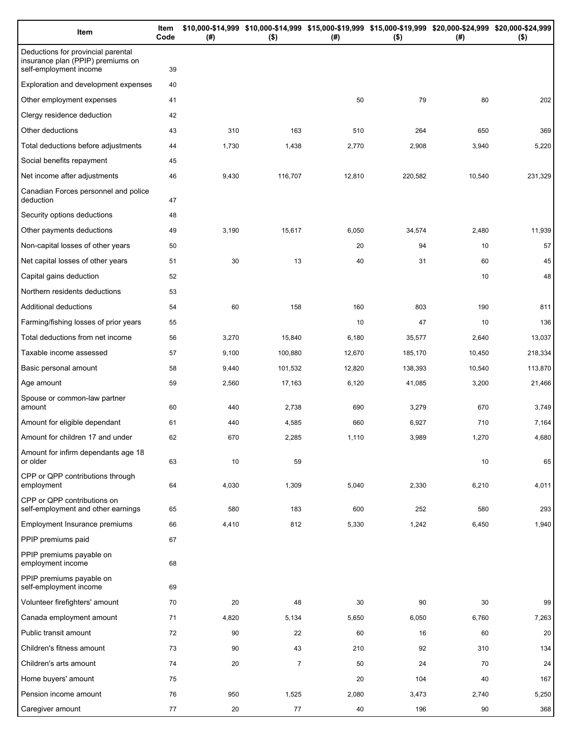| Item | Item Code | $10,000-$14,999 (#) | $10,000-$14,999 ($) | $15,000-$19,999 (#) | $15,000-$19,999 ($) | $20,000-$24,999 (#) | $20,000-$24,999 ($) |
|---|---|---|---|---|---|---|---|
| Deductions for provincial parental insurance plan (PPIP) premiums on self-employment income | 39 | | | | | | |
| Exploration and development expenses | 40 | | | | | | |
| Other employment expenses | 41 | | | 50 | 79 | 80 | 202 |
| Clergy residence deduction | 42 | | | | | | |
| Other deductions | 43 | 310 | 163 | 510 | 264 | 650 | 369 |
| Total deductions before adjustments | 44 | 1,730 | 1,438 | 2,770 | 2,908 | 3,940 | 5,220 |
| Social benefits repayment | 45 | | | | | | |
| Net income after adjustments | 46 | 9,430 | 116,707 | 12,810 | 220,582 | 10,540 | 231,329 |
| Canadian Forces personnel and police deduction | 47 | | | | | | |
| Security options deductions | 48 | | | | | | |
| Other payments deductions | 49 | 3,190 | 15,617 | 6,050 | 34,574 | 2,480 | 11,939 |
| Non-capital losses of other years | 50 | | | 20 | 94 | 10 | 57 |
| Net capital losses of other years | 51 | 30 | 13 | 40 | 31 | 60 | 45 |
| Capital gains deduction | 52 | | | | | 10 | 48 |
| Northern residents deductions | 53 | | | | | | |
| Additional deductions | 54 | 60 | 158 | 160 | 803 | 190 | 811 |
| Farming/fishing losses of prior years | 55 | | | 10 | 47 | 10 | 136 |
| Total deductions from net income | 56 | 3,270 | 15,840 | 6,180 | 35,577 | 2,640 | 13,037 |
| Taxable income assessed | 57 | 9,100 | 100,880 | 12,670 | 185,170 | 10,450 | 218,334 |
| Basic personal amount | 58 | 9,440 | 101,532 | 12,820 | 138,393 | 10,540 | 113,870 |
| Age amount | 59 | 2,560 | 17,163 | 6,120 | 41,085 | 3,200 | 21,466 |
| Spouse or common-law partner amount | 60 | 440 | 2,738 | 690 | 3,279 | 670 | 3,749 |
| Amount for eligible dependant | 61 | 440 | 4,585 | 660 | 6,927 | 710 | 7,164 |
| Amount for children 17 and under | 62 | 670 | 2,285 | 1,110 | 3,989 | 1,270 | 4,680 |
| Amount for infirm dependants age 18 or older | 63 | 10 | 59 | | | 10 | 65 |
| CPP or QPP contributions through employment | 64 | 4,030 | 1,309 | 5,040 | 2,330 | 6,210 | 4,011 |
| CPP or QPP contributions on self-employment and other earnings | 65 | 580 | 183 | 600 | 252 | 580 | 293 |
| Employment Insurance premiums | 66 | 4,410 | 812 | 5,330 | 1,242 | 6,450 | 1,940 |
| PPIP premiums paid | 67 | | | | | | |
| PPIP premiums payable on employment income | 68 | | | | | | |
| PPIP premiums payable on self-employment income | 69 | | | | | | |
| Volunteer firefighters' amount | 70 | 20 | 48 | 30 | 90 | 30 | 99 |
| Canada employment amount | 71 | 4,820 | 5,134 | 5,650 | 6,050 | 6,760 | 7,263 |
| Public transit amount | 72 | 90 | 22 | 60 | 16 | 60 | 20 |
| Children's fitness amount | 73 | 90 | 43 | 210 | 92 | 310 | 134 |
| Children's arts amount | 74 | 20 | 7 | 50 | 24 | 70 | 24 |
| Home buyers' amount | 75 | | | 20 | 104 | 40 | 167 |
| Pension income amount | 76 | 950 | 1,525 | 2,080 | 3,473 | 2,740 | 5,250 |
| Caregiver amount | 77 | 20 | 77 | 40 | 196 | 90 | 368 |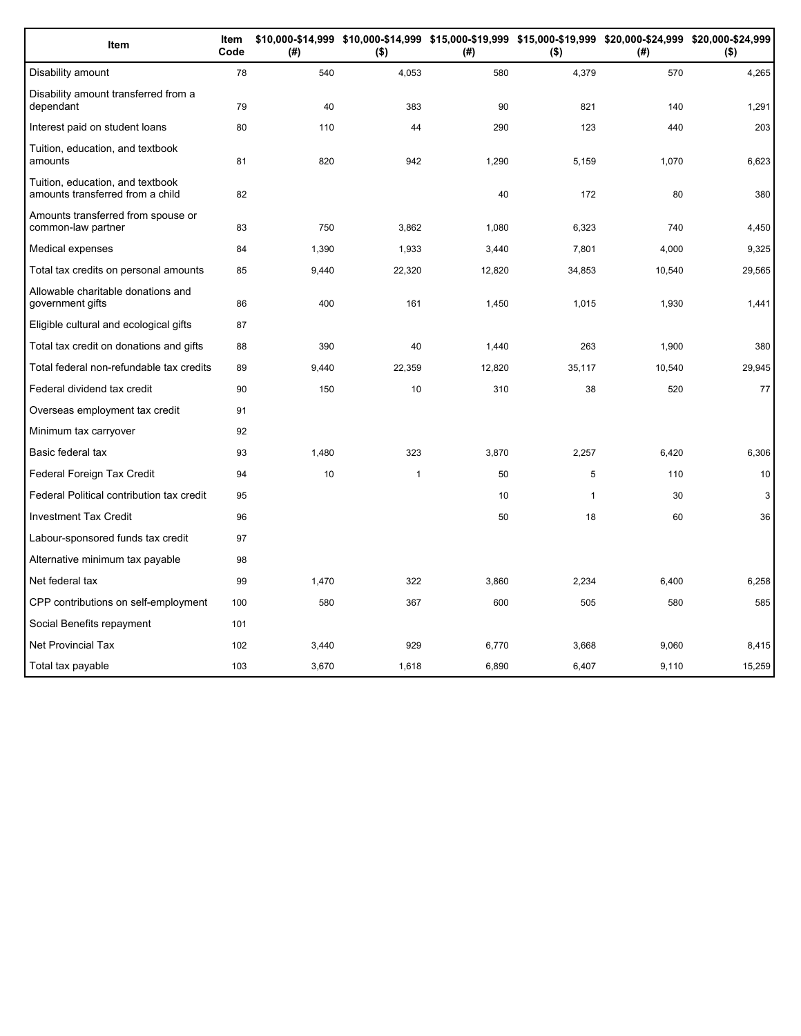| Item | Item Code | $10,000-$14,999 (#) | $10,000-$14,999 ($) | $15,000-$19,999 (#) | $15,000-$19,999 ($) | $20,000-$24,999 (#) | $20,000-$24,999 ($) |
|---|---|---|---|---|---|---|---|
| Disability amount | 78 | 540 | 4,053 | 580 | 4,379 | 570 | 4,265 |
| Disability amount transferred from a dependant | 79 | 40 | 383 | 90 | 821 | 140 | 1,291 |
| Interest paid on student loans | 80 | 110 | 44 | 290 | 123 | 440 | 203 |
| Tuition, education, and textbook amounts | 81 | 820 | 942 | 1,290 | 5,159 | 1,070 | 6,623 |
| Tuition, education, and textbook amounts transferred from a child | 82 | | | 40 | 172 | 80 | 380 |
| Amounts transferred from spouse or common-law partner | 83 | 750 | 3,862 | 1,080 | 6,323 | 740 | 4,450 |
| Medical expenses | 84 | 1,390 | 1,933 | 3,440 | 7,801 | 4,000 | 9,325 |
| Total tax credits on personal amounts | 85 | 9,440 | 22,320 | 12,820 | 34,853 | 10,540 | 29,565 |
| Allowable charitable donations and government gifts | 86 | 400 | 161 | 1,450 | 1,015 | 1,930 | 1,441 |
| Eligible cultural and ecological gifts | 87 | | | | | | |
| Total tax credit on donations and gifts | 88 | 390 | 40 | 1,440 | 263 | 1,900 | 380 |
| Total federal non-refundable tax credits | 89 | 9,440 | 22,359 | 12,820 | 35,117 | 10,540 | 29,945 |
| Federal dividend tax credit | 90 | 150 | 10 | 310 | 38 | 520 | 77 |
| Overseas employment tax credit | 91 | | | | | | |
| Minimum tax carryover | 92 | | | | | | |
| Basic federal tax | 93 | 1,480 | 323 | 3,870 | 2,257 | 6,420 | 6,306 |
| Federal Foreign Tax Credit | 94 | 10 | 1 | 50 | 5 | 110 | 10 |
| Federal Political contribution tax credit | 95 | | | 10 | 1 | 30 | 3 |
| Investment Tax Credit | 96 | | | 50 | 18 | 60 | 36 |
| Labour-sponsored funds tax credit | 97 | | | | | | |
| Alternative minimum tax payable | 98 | | | | | | |
| Net federal tax | 99 | 1,470 | 322 | 3,860 | 2,234 | 6,400 | 6,258 |
| CPP contributions on self-employment | 100 | 580 | 367 | 600 | 505 | 580 | 585 |
| Social Benefits repayment | 101 | | | | | | |
| Net Provincial Tax | 102 | 3,440 | 929 | 6,770 | 3,668 | 9,060 | 8,415 |
| Total tax payable | 103 | 3,670 | 1,618 | 6,890 | 6,407 | 9,110 | 15,259 |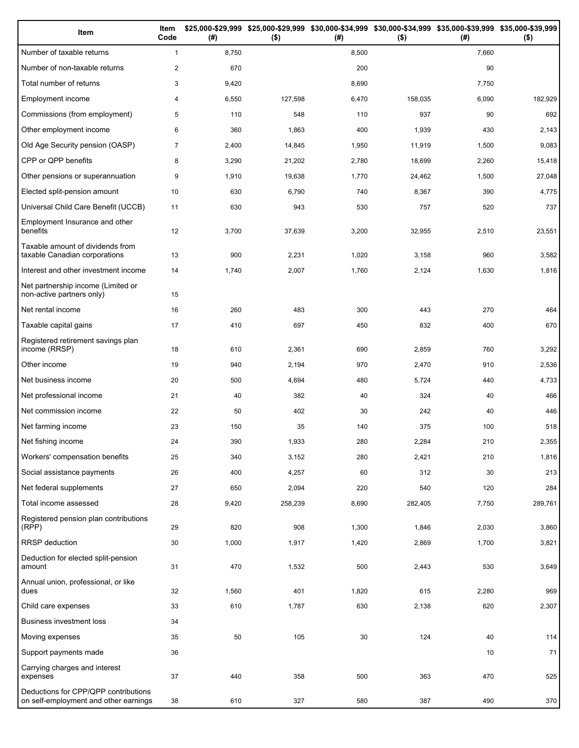| Item | Item Code | $25,000-$29,999 (#) | $25,000-$29,999 ($) | $30,000-$34,999 (#) | $30,000-$34,999 ($) | $35,000-$39,999 (#) | $35,000-$39,999 ($) |
|---|---|---|---|---|---|---|---|
| Number of taxable returns | 1 | 8,750 | | 8,500 | | 7,660 | |
| Number of non-taxable returns | 2 | 670 | | 200 | | 90 | |
| Total number of returns | 3 | 9,420 | | 8,690 | | 7,750 | |
| Employment income | 4 | 6,550 | 127,598 | 6,470 | 158,035 | 6,090 | 182,929 |
| Commissions (from employment) | 5 | 110 | 548 | 110 | 937 | 90 | 692 |
| Other employment income | 6 | 360 | 1,863 | 400 | 1,939 | 430 | 2,143 |
| Old Age Security pension (OASP) | 7 | 2,400 | 14,845 | 1,950 | 11,919 | 1,500 | 9,083 |
| CPP or QPP benefits | 8 | 3,290 | 21,202 | 2,780 | 18,699 | 2,260 | 15,418 |
| Other pensions or superannuation | 9 | 1,910 | 19,638 | 1,770 | 24,462 | 1,500 | 27,048 |
| Elected split-pension amount | 10 | 630 | 6,790 | 740 | 8,367 | 390 | 4,775 |
| Universal Child Care Benefit (UCCB) | 11 | 630 | 943 | 530 | 757 | 520 | 737 |
| Employment Insurance and other benefits | 12 | 3,700 | 37,639 | 3,200 | 32,955 | 2,510 | 23,551 |
| Taxable amount of dividends from taxable Canadian corporations | 13 | 900 | 2,231 | 1,020 | 3,158 | 960 | 3,582 |
| Interest and other investment income | 14 | 1,740 | 2,007 | 1,760 | 2,124 | 1,630 | 1,816 |
| Net partnership income (Limited or non-active partners only) | 15 | | | | | | |
| Net rental income | 16 | 260 | 483 | 300 | 443 | 270 | 464 |
| Taxable capital gains | 17 | 410 | 697 | 450 | 832 | 400 | 670 |
| Registered retirement savings plan income (RRSP) | 18 | 610 | 2,361 | 690 | 2,859 | 760 | 3,292 |
| Other income | 19 | 940 | 2,194 | 970 | 2,470 | 910 | 2,536 |
| Net business income | 20 | 500 | 4,694 | 480 | 5,724 | 440 | 4,733 |
| Net professional income | 21 | 40 | 382 | 40 | 324 | 40 | 466 |
| Net commission income | 22 | 50 | 402 | 30 | 242 | 40 | 446 |
| Net farming income | 23 | 150 | 35 | 140 | 375 | 100 | 518 |
| Net fishing income | 24 | 390 | 1,933 | 280 | 2,284 | 210 | 2,355 |
| Workers' compensation benefits | 25 | 340 | 3,152 | 280 | 2,421 | 210 | 1,816 |
| Social assistance payments | 26 | 400 | 4,257 | 60 | 312 | 30 | 213 |
| Net federal supplements | 27 | 650 | 2,094 | 220 | 540 | 120 | 284 |
| Total income assessed | 28 | 9,420 | 258,239 | 8,690 | 282,405 | 7,750 | 289,761 |
| Registered pension plan contributions (RPP) | 29 | 820 | 908 | 1,300 | 1,846 | 2,030 | 3,860 |
| RRSP deduction | 30 | 1,000 | 1,917 | 1,420 | 2,869 | 1,700 | 3,821 |
| Deduction for elected split-pension amount | 31 | 470 | 1,532 | 500 | 2,443 | 530 | 3,649 |
| Annual union, professional, or like dues | 32 | 1,560 | 401 | 1,820 | 615 | 2,280 | 969 |
| Child care expenses | 33 | 610 | 1,787 | 630 | 2,138 | 620 | 2,307 |
| Business investment loss | 34 | | | | | | |
| Moving expenses | 35 | 50 | 105 | 30 | 124 | 40 | 114 |
| Support payments made | 36 | | | | | 10 | 71 |
| Carrying charges and interest expenses | 37 | 440 | 358 | 500 | 363 | 470 | 525 |
| Deductions for CPP/QPP contributions on self-employment and other earnings | 38 | 610 | 327 | 580 | 387 | 490 | 370 |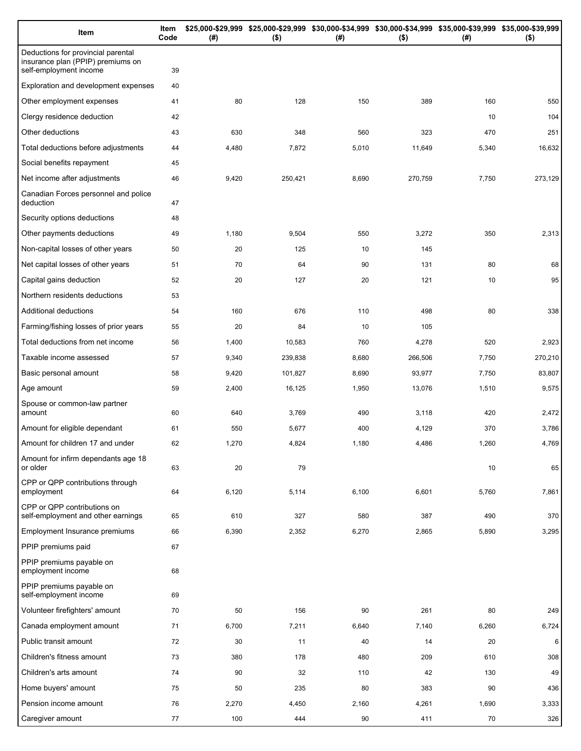| Item | Item Code | $25,000-$29,999 (#) | $25,000-$29,999 ($) | $30,000-$34,999 (#) | $30,000-$34,999 ($) | $35,000-$39,999 (#) | $35,000-$39,999 ($) |
|---|---|---|---|---|---|---|---|
| Deductions for provincial parental insurance plan (PPIP) premiums on self-employment income | 39 | | | | | | |
| Exploration and development expenses | 40 | | | | | | |
| Other employment expenses | 41 | 80 | 128 | 150 | 389 | 160 | 550 |
| Clergy residence deduction | 42 | | | | | 10 | 104 |
| Other deductions | 43 | 630 | 348 | 560 | 323 | 470 | 251 |
| Total deductions before adjustments | 44 | 4,480 | 7,872 | 5,010 | 11,649 | 5,340 | 16,632 |
| Social benefits repayment | 45 | | | | | | |
| Net income after adjustments | 46 | 9,420 | 250,421 | 8,690 | 270,759 | 7,750 | 273,129 |
| Canadian Forces personnel and police deduction | 47 | | | | | | |
| Security options deductions | 48 | | | | | | |
| Other payments deductions | 49 | 1,180 | 9,504 | 550 | 3,272 | 350 | 2,313 |
| Non-capital losses of other years | 50 | 20 | 125 | 10 | 145 | | |
| Net capital losses of other years | 51 | 70 | 64 | 90 | 131 | 80 | 68 |
| Capital gains deduction | 52 | 20 | 127 | 20 | 121 | 10 | 95 |
| Northern residents deductions | 53 | | | | | | |
| Additional deductions | 54 | 160 | 676 | 110 | 498 | 80 | 338 |
| Farming/fishing losses of prior years | 55 | 20 | 84 | 10 | 105 | | |
| Total deductions from net income | 56 | 1,400 | 10,583 | 760 | 4,278 | 520 | 2,923 |
| Taxable income assessed | 57 | 9,340 | 239,838 | 8,680 | 266,506 | 7,750 | 270,210 |
| Basic personal amount | 58 | 9,420 | 101,827 | 8,690 | 93,977 | 7,750 | 83,807 |
| Age amount | 59 | 2,400 | 16,125 | 1,950 | 13,076 | 1,510 | 9,575 |
| Spouse or common-law partner amount | 60 | 640 | 3,769 | 490 | 3,118 | 420 | 2,472 |
| Amount for eligible dependant | 61 | 550 | 5,677 | 400 | 4,129 | 370 | 3,786 |
| Amount for children 17 and under | 62 | 1,270 | 4,824 | 1,180 | 4,486 | 1,260 | 4,769 |
| Amount for infirm dependants age 18 or older | 63 | 20 | 79 | | | 10 | 65 |
| CPP or QPP contributions through employment | 64 | 6,120 | 5,114 | 6,100 | 6,601 | 5,760 | 7,861 |
| CPP or QPP contributions on self-employment and other earnings | 65 | 610 | 327 | 580 | 387 | 490 | 370 |
| Employment Insurance premiums | 66 | 6,390 | 2,352 | 6,270 | 2,865 | 5,890 | 3,295 |
| PPIP premiums paid | 67 | | | | | | |
| PPIP premiums payable on employment income | 68 | | | | | | |
| PPIP premiums payable on self-employment income | 69 | | | | | | |
| Volunteer firefighters' amount | 70 | 50 | 156 | 90 | 261 | 80 | 249 |
| Canada employment amount | 71 | 6,700 | 7,211 | 6,640 | 7,140 | 6,260 | 6,724 |
| Public transit amount | 72 | 30 | 11 | 40 | 14 | 20 | 6 |
| Children's fitness amount | 73 | 380 | 178 | 480 | 209 | 610 | 308 |
| Children's arts amount | 74 | 90 | 32 | 110 | 42 | 130 | 49 |
| Home buyers' amount | 75 | 50 | 235 | 80 | 383 | 90 | 436 |
| Pension income amount | 76 | 2,270 | 4,450 | 2,160 | 4,261 | 1,690 | 3,333 |
| Caregiver amount | 77 | 100 | 444 | 90 | 411 | 70 | 326 |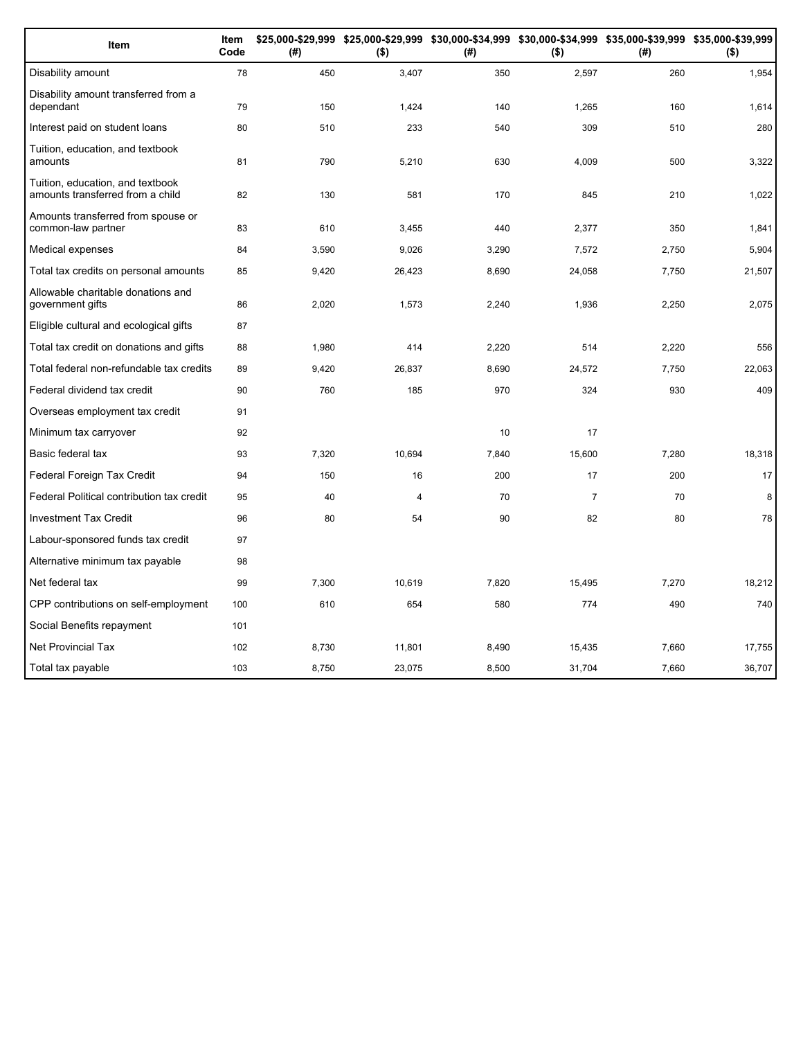| Item | Item Code | $25,000-$29,999 (#) | $25,000-$29,999 ($) | $30,000-$34,999 (#) | $30,000-$34,999 ($) | $35,000-$39,999 (#) | $35,000-$39,999 ($) |
|---|---|---|---|---|---|---|---|
| Disability amount | 78 | 450 | 3,407 | 350 | 2,597 | 260 | 1,954 |
| Disability amount transferred from a dependant | 79 | 150 | 1,424 | 140 | 1,265 | 160 | 1,614 |
| Interest paid on student loans | 80 | 510 | 233 | 540 | 309 | 510 | 280 |
| Tuition, education, and textbook amounts | 81 | 790 | 5,210 | 630 | 4,009 | 500 | 3,322 |
| Tuition, education, and textbook amounts transferred from a child | 82 | 130 | 581 | 170 | 845 | 210 | 1,022 |
| Amounts transferred from spouse or common-law partner | 83 | 610 | 3,455 | 440 | 2,377 | 350 | 1,841 |
| Medical expenses | 84 | 3,590 | 9,026 | 3,290 | 7,572 | 2,750 | 5,904 |
| Total tax credits on personal amounts | 85 | 9,420 | 26,423 | 8,690 | 24,058 | 7,750 | 21,507 |
| Allowable charitable donations and government gifts | 86 | 2,020 | 1,573 | 2,240 | 1,936 | 2,250 | 2,075 |
| Eligible cultural and ecological gifts | 87 | | | | | | |
| Total tax credit on donations and gifts | 88 | 1,980 | 414 | 2,220 | 514 | 2,220 | 556 |
| Total federal non-refundable tax credits | 89 | 9,420 | 26,837 | 8,690 | 24,572 | 7,750 | 22,063 |
| Federal dividend tax credit | 90 | 760 | 185 | 970 | 324 | 930 | 409 |
| Overseas employment tax credit | 91 | | | | | | |
| Minimum tax carryover | 92 | | | 10 | 17 | | |
| Basic federal tax | 93 | 7,320 | 10,694 | 7,840 | 15,600 | 7,280 | 18,318 |
| Federal Foreign Tax Credit | 94 | 150 | 16 | 200 | 17 | 200 | 17 |
| Federal Political contribution tax credit | 95 | 40 | 4 | 70 | 7 | 70 | 8 |
| Investment Tax Credit | 96 | 80 | 54 | 90 | 82 | 80 | 78 |
| Labour-sponsored funds tax credit | 97 | | | | | | |
| Alternative minimum tax payable | 98 | | | | | | |
| Net federal tax | 99 | 7,300 | 10,619 | 7,820 | 15,495 | 7,270 | 18,212 |
| CPP contributions on self-employment | 100 | 610 | 654 | 580 | 774 | 490 | 740 |
| Social Benefits repayment | 101 | | | | | | |
| Net Provincial Tax | 102 | 8,730 | 11,801 | 8,490 | 15,435 | 7,660 | 17,755 |
| Total tax payable | 103 | 8,750 | 23,075 | 8,500 | 31,704 | 7,660 | 36,707 |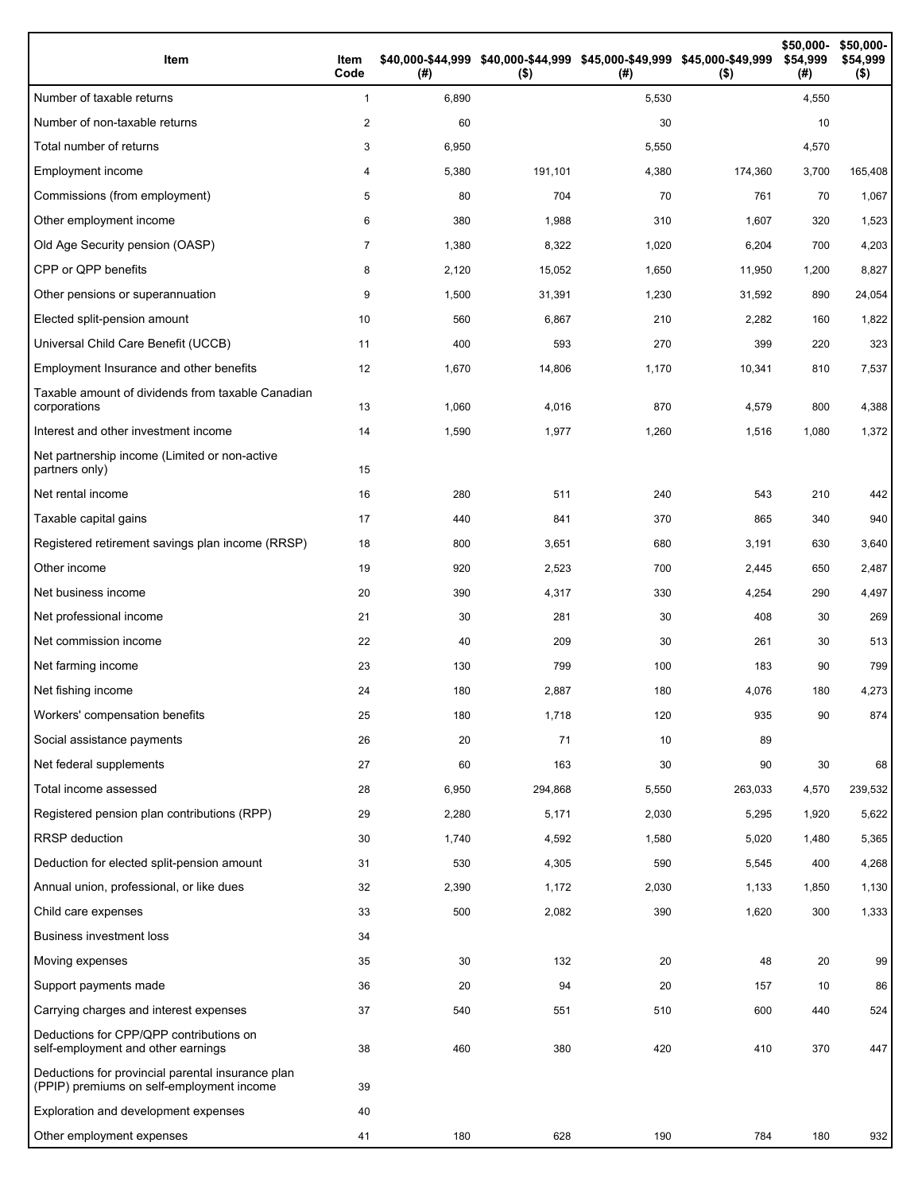| Item | Item Code | $40,000-$44,999 (#) | $40,000-$44,999 ($) | $45,000-$49,999 (#) | $45,000-$49,999 ($) | $50,000-$54,999 (#) | $50,000-$54,999 ($) |
|---|---|---|---|---|---|---|---|
| Number of taxable returns | 1 | 6,890 | | 5,530 | | 4,550 | |
| Number of non-taxable returns | 2 | 60 | | 30 | | 10 | |
| Total number of returns | 3 | 6,950 | | 5,550 | | 4,570 | |
| Employment income | 4 | 5,380 | 191,101 | 4,380 | 174,360 | 3,700 | 165,408 |
| Commissions (from employment) | 5 | 80 | 704 | 70 | 761 | 70 | 1,067 |
| Other employment income | 6 | 380 | 1,988 | 310 | 1,607 | 320 | 1,523 |
| Old Age Security pension (OASP) | 7 | 1,380 | 8,322 | 1,020 | 6,204 | 700 | 4,203 |
| CPP or QPP benefits | 8 | 2,120 | 15,052 | 1,650 | 11,950 | 1,200 | 8,827 |
| Other pensions or superannuation | 9 | 1,500 | 31,391 | 1,230 | 31,592 | 890 | 24,054 |
| Elected split-pension amount | 10 | 560 | 6,867 | 210 | 2,282 | 160 | 1,822 |
| Universal Child Care Benefit (UCCB) | 11 | 400 | 593 | 270 | 399 | 220 | 323 |
| Employment Insurance and other benefits | 12 | 1,670 | 14,806 | 1,170 | 10,341 | 810 | 7,537 |
| Taxable amount of dividends from taxable Canadian corporations | 13 | 1,060 | 4,016 | 870 | 4,579 | 800 | 4,388 |
| Interest and other investment income | 14 | 1,590 | 1,977 | 1,260 | 1,516 | 1,080 | 1,372 |
| Net partnership income (Limited or non-active partners only) | 15 | | | | | | |
| Net rental income | 16 | 280 | 511 | 240 | 543 | 210 | 442 |
| Taxable capital gains | 17 | 440 | 841 | 370 | 865 | 340 | 940 |
| Registered retirement savings plan income (RRSP) | 18 | 800 | 3,651 | 680 | 3,191 | 630 | 3,640 |
| Other income | 19 | 920 | 2,523 | 700 | 2,445 | 650 | 2,487 |
| Net business income | 20 | 390 | 4,317 | 330 | 4,254 | 290 | 4,497 |
| Net professional income | 21 | 30 | 281 | 30 | 408 | 30 | 269 |
| Net commission income | 22 | 40 | 209 | 30 | 261 | 30 | 513 |
| Net farming income | 23 | 130 | 799 | 100 | 183 | 90 | 799 |
| Net fishing income | 24 | 180 | 2,887 | 180 | 4,076 | 180 | 4,273 |
| Workers' compensation benefits | 25 | 180 | 1,718 | 120 | 935 | 90 | 874 |
| Social assistance payments | 26 | 20 | 71 | 10 | 89 | | |
| Net federal supplements | 27 | 60 | 163 | 30 | 90 | 30 | 68 |
| Total income assessed | 28 | 6,950 | 294,868 | 5,550 | 263,033 | 4,570 | 239,532 |
| Registered pension plan contributions (RPP) | 29 | 2,280 | 5,171 | 2,030 | 5,295 | 1,920 | 5,622 |
| RRSP deduction | 30 | 1,740 | 4,592 | 1,580 | 5,020 | 1,480 | 5,365 |
| Deduction for elected split-pension amount | 31 | 530 | 4,305 | 590 | 5,545 | 400 | 4,268 |
| Annual union, professional, or like dues | 32 | 2,390 | 1,172 | 2,030 | 1,133 | 1,850 | 1,130 |
| Child care expenses | 33 | 500 | 2,082 | 390 | 1,620 | 300 | 1,333 |
| Business investment loss | 34 | | | | | | |
| Moving expenses | 35 | 30 | 132 | 20 | 48 | 20 | 99 |
| Support payments made | 36 | 20 | 94 | 20 | 157 | 10 | 86 |
| Carrying charges and interest expenses | 37 | 540 | 551 | 510 | 600 | 440 | 524 |
| Deductions for CPP/QPP contributions on self-employment and other earnings | 38 | 460 | 380 | 420 | 410 | 370 | 447 |
| Deductions for provincial parental insurance plan (PPIP) premiums on self-employment income | 39 | | | | | | |
| Exploration and development expenses | 40 | | | | | | |
| Other employment expenses | 41 | 180 | 628 | 190 | 784 | 180 | 932 |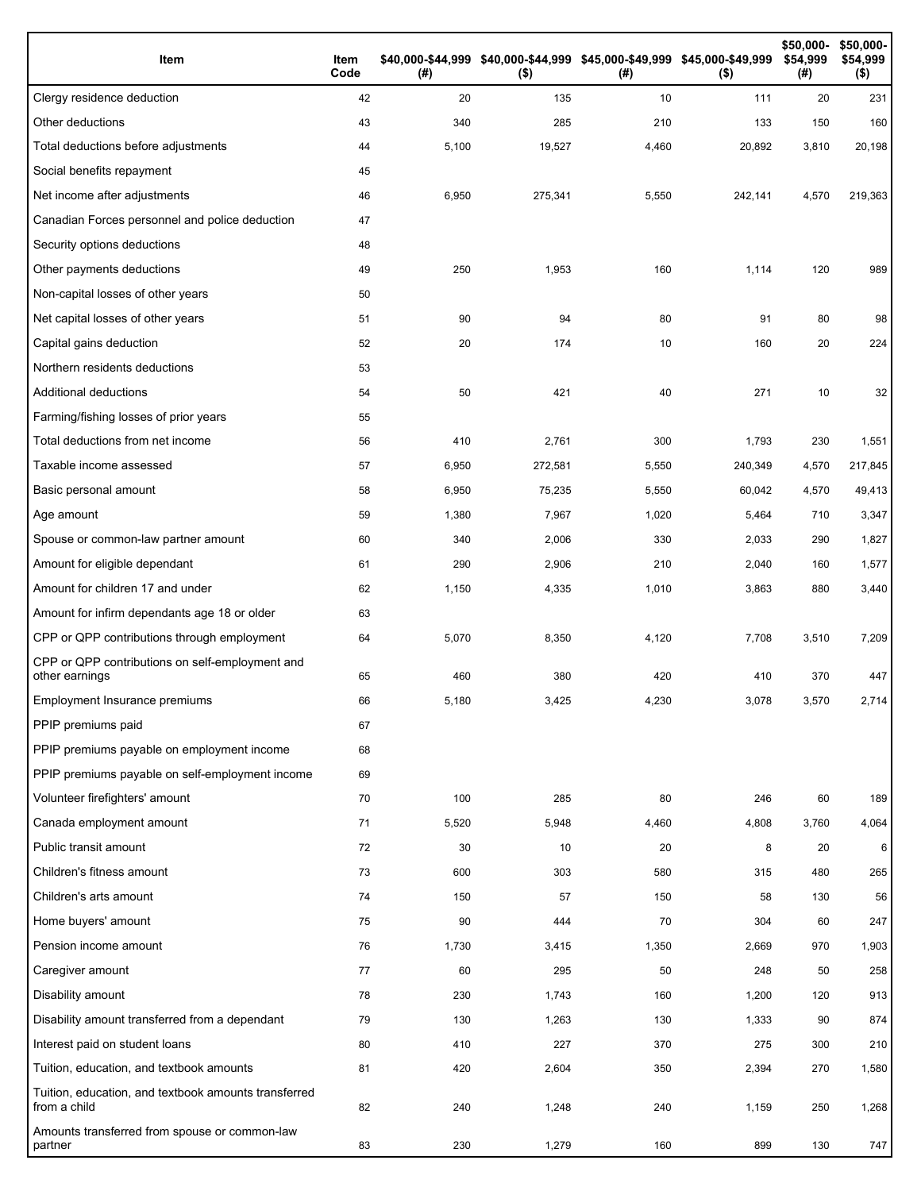| Item | Item Code | $40,000-$44,999 (#) | $40,000-$44,999 ($) | $45,000-$49,999 (#) | $45,000-$49,999 ($) | $50,000-$54,999 (#) | $50,000-$54,999 ($) |
|---|---|---|---|---|---|---|---|
| Clergy residence deduction | 42 | 20 | 135 | 10 | 111 | 20 | 231 |
| Other deductions | 43 | 340 | 285 | 210 | 133 | 150 | 160 |
| Total deductions before adjustments | 44 | 5,100 | 19,527 | 4,460 | 20,892 | 3,810 | 20,198 |
| Social benefits repayment | 45 | | | | | | |
| Net income after adjustments | 46 | 6,950 | 275,341 | 5,550 | 242,141 | 4,570 | 219,363 |
| Canadian Forces personnel and police deduction | 47 | | | | | | |
| Security options deductions | 48 | | | | | | |
| Other payments deductions | 49 | 250 | 1,953 | 160 | 1,114 | 120 | 989 |
| Non-capital losses of other years | 50 | | | | | | |
| Net capital losses of other years | 51 | 90 | 94 | 80 | 91 | 80 | 98 |
| Capital gains deduction | 52 | 20 | 174 | 10 | 160 | 20 | 224 |
| Northern residents deductions | 53 | | | | | | |
| Additional deductions | 54 | 50 | 421 | 40 | 271 | 10 | 32 |
| Farming/fishing losses of prior years | 55 | | | | | | |
| Total deductions from net income | 56 | 410 | 2,761 | 300 | 1,793 | 230 | 1,551 |
| Taxable income assessed | 57 | 6,950 | 272,581 | 5,550 | 240,349 | 4,570 | 217,845 |
| Basic personal amount | 58 | 6,950 | 75,235 | 5,550 | 60,042 | 4,570 | 49,413 |
| Age amount | 59 | 1,380 | 7,967 | 1,020 | 5,464 | 710 | 3,347 |
| Spouse or common-law partner amount | 60 | 340 | 2,006 | 330 | 2,033 | 290 | 1,827 |
| Amount for eligible dependant | 61 | 290 | 2,906 | 210 | 2,040 | 160 | 1,577 |
| Amount for children 17 and under | 62 | 1,150 | 4,335 | 1,010 | 3,863 | 880 | 3,440 |
| Amount for infirm dependants age 18 or older | 63 | | | | | | |
| CPP or QPP contributions through employment | 64 | 5,070 | 8,350 | 4,120 | 7,708 | 3,510 | 7,209 |
| CPP or QPP contributions on self-employment and other earnings | 65 | 460 | 380 | 420 | 410 | 370 | 447 |
| Employment Insurance premiums | 66 | 5,180 | 3,425 | 4,230 | 3,078 | 3,570 | 2,714 |
| PPIP premiums paid | 67 | | | | | | |
| PPIP premiums payable on employment income | 68 | | | | | | |
| PPIP premiums payable on self-employment income | 69 | | | | | | |
| Volunteer firefighters' amount | 70 | 100 | 285 | 80 | 246 | 60 | 189 |
| Canada employment amount | 71 | 5,520 | 5,948 | 4,460 | 4,808 | 3,760 | 4,064 |
| Public transit amount | 72 | 30 | 10 | 20 | 8 | 20 | 6 |
| Children's fitness amount | 73 | 600 | 303 | 580 | 315 | 480 | 265 |
| Children's arts amount | 74 | 150 | 57 | 150 | 58 | 130 | 56 |
| Home buyers' amount | 75 | 90 | 444 | 70 | 304 | 60 | 247 |
| Pension income amount | 76 | 1,730 | 3,415 | 1,350 | 2,669 | 970 | 1,903 |
| Caregiver amount | 77 | 60 | 295 | 50 | 248 | 50 | 258 |
| Disability amount | 78 | 230 | 1,743 | 160 | 1,200 | 120 | 913 |
| Disability amount transferred from a dependant | 79 | 130 | 1,263 | 130 | 1,333 | 90 | 874 |
| Interest paid on student loans | 80 | 410 | 227 | 370 | 275 | 300 | 210 |
| Tuition, education, and textbook amounts | 81 | 420 | 2,604 | 350 | 2,394 | 270 | 1,580 |
| Tuition, education, and textbook amounts transferred from a child | 82 | 240 | 1,248 | 240 | 1,159 | 250 | 1,268 |
| Amounts transferred from spouse or common-law partner | 83 | 230 | 1,279 | 160 | 899 | 130 | 747 |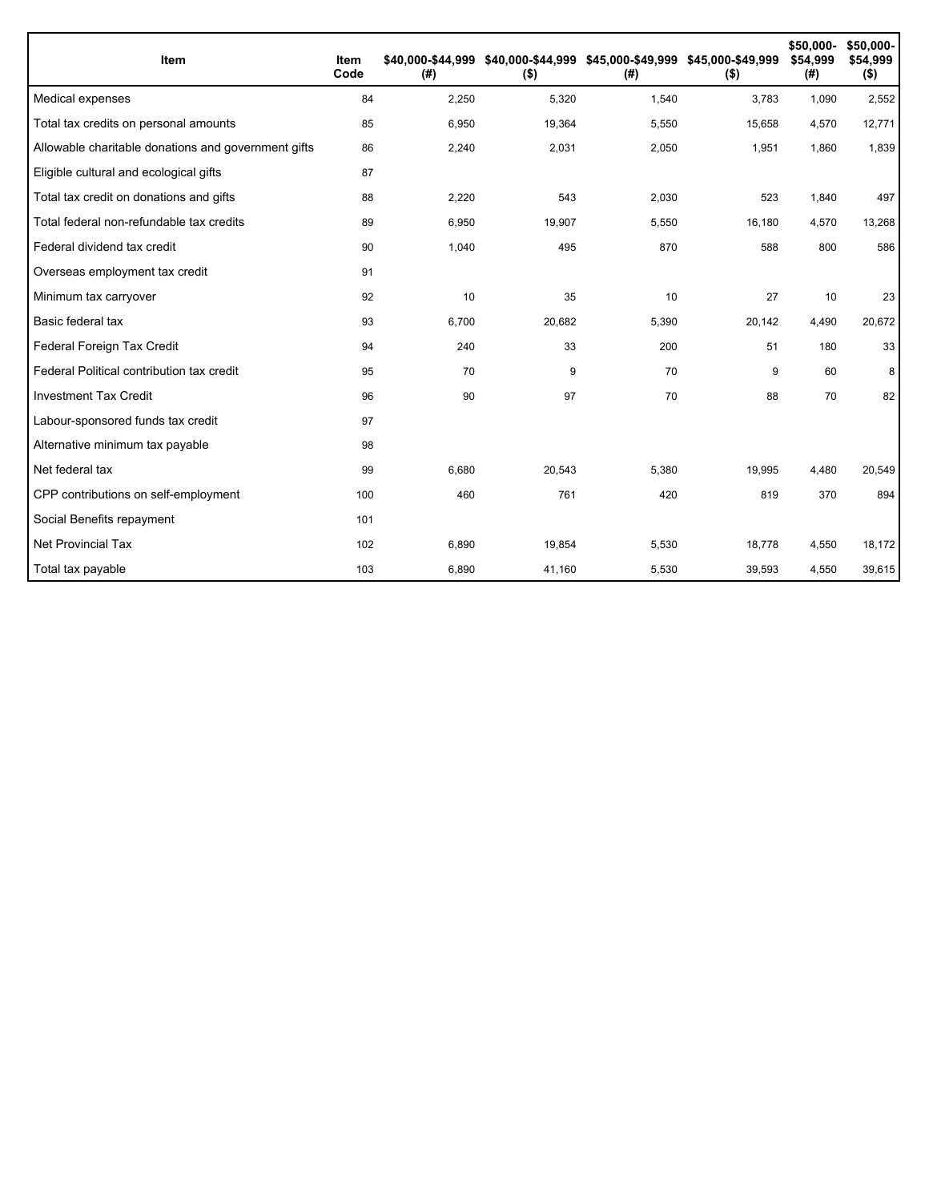| Item | Item Code | $40,000-$44,999 (#) | $40,000-$44,999 ($) | $45,000-$49,999 (#) | $45,000-$49,999 ($) | $50,000-$54,999 (#) | $50,000-$54,999 ($) |
|---|---|---|---|---|---|---|---|
| Medical expenses | 84 | 2,250 | 5,320 | 1,540 | 3,783 | 1,090 | 2,552 |
| Total tax credits on personal amounts | 85 | 6,950 | 19,364 | 5,550 | 15,658 | 4,570 | 12,771 |
| Allowable charitable donations and government gifts | 86 | 2,240 | 2,031 | 2,050 | 1,951 | 1,860 | 1,839 |
| Eligible cultural and ecological gifts | 87 | | | | | | |
| Total tax credit on donations and gifts | 88 | 2,220 | 543 | 2,030 | 523 | 1,840 | 497 |
| Total federal non-refundable tax credits | 89 | 6,950 | 19,907 | 5,550 | 16,180 | 4,570 | 13,268 |
| Federal dividend tax credit | 90 | 1,040 | 495 | 870 | 588 | 800 | 586 |
| Overseas employment tax credit | 91 | | | | | | |
| Minimum tax carryover | 92 | 10 | 35 | 10 | 27 | 10 | 23 |
| Basic federal tax | 93 | 6,700 | 20,682 | 5,390 | 20,142 | 4,490 | 20,672 |
| Federal Foreign Tax Credit | 94 | 240 | 33 | 200 | 51 | 180 | 33 |
| Federal Political contribution tax credit | 95 | 70 | 9 | 70 | 9 | 60 | 8 |
| Investment Tax Credit | 96 | 90 | 97 | 70 | 88 | 70 | 82 |
| Labour-sponsored funds tax credit | 97 | | | | | | |
| Alternative minimum tax payable | 98 | | | | | | |
| Net federal tax | 99 | 6,680 | 20,543 | 5,380 | 19,995 | 4,480 | 20,549 |
| CPP contributions on self-employment | 100 | 460 | 761 | 420 | 819 | 370 | 894 |
| Social Benefits repayment | 101 | | | | | | |
| Net Provincial Tax | 102 | 6,890 | 19,854 | 5,530 | 18,778 | 4,550 | 18,172 |
| Total tax payable | 103 | 6,890 | 41,160 | 5,530 | 39,593 | 4,550 | 39,615 |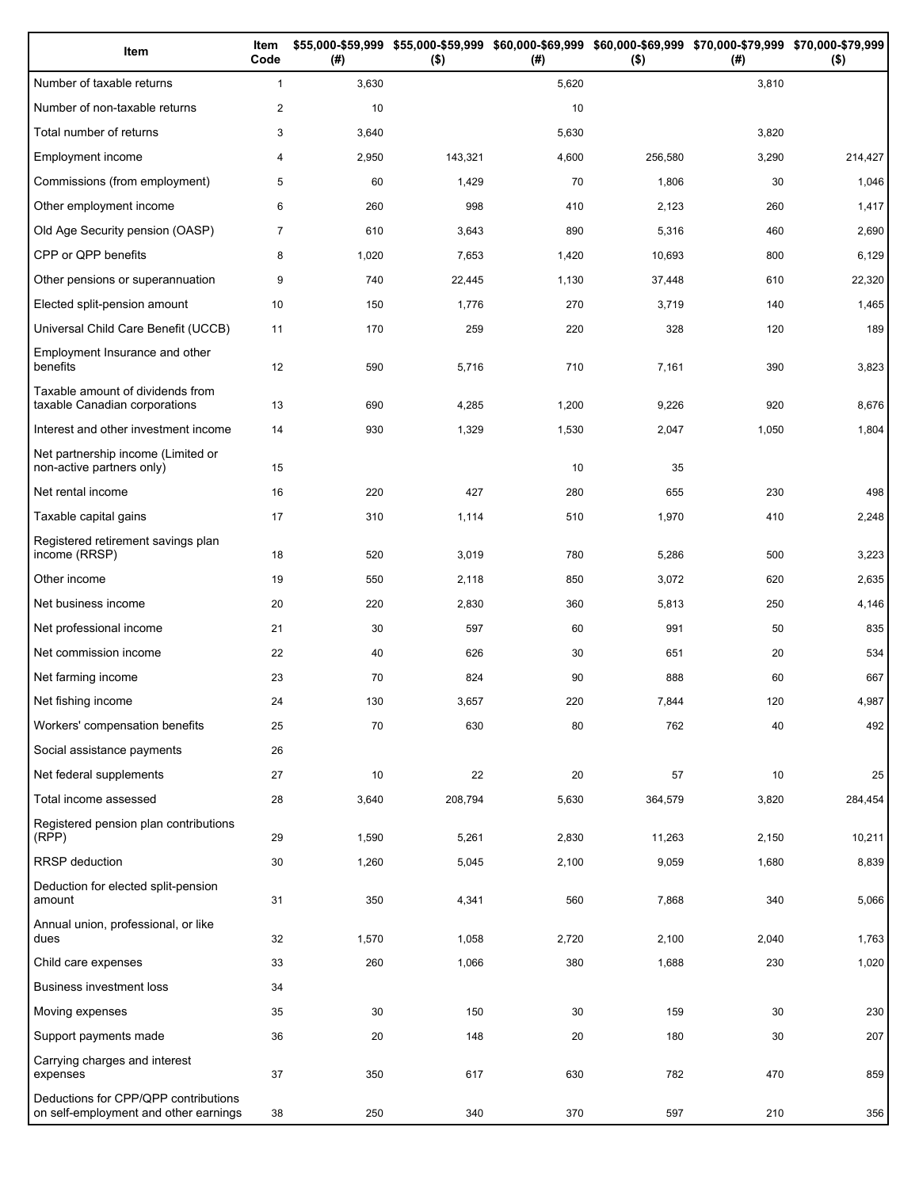| Item | Item Code | $55,000-$59,999 (#) | $55,000-$59,999 ($) | $60,000-$69,999 (#) | $60,000-$69,999 ($) | $70,000-$79,999 (#) | $70,000-$79,999 ($) |
|---|---|---|---|---|---|---|---|
| Number of taxable returns | 1 | 3,630 | | 5,620 | | 3,810 | |
| Number of non-taxable returns | 2 | 10 | | 10 | | | |
| Total number of returns | 3 | 3,640 | | 5,630 | | 3,820 | |
| Employment income | 4 | 2,950 | 143,321 | 4,600 | 256,580 | 3,290 | 214,427 |
| Commissions (from employment) | 5 | 60 | 1,429 | 70 | 1,806 | 30 | 1,046 |
| Other employment income | 6 | 260 | 998 | 410 | 2,123 | 260 | 1,417 |
| Old Age Security pension (OASP) | 7 | 610 | 3,643 | 890 | 5,316 | 460 | 2,690 |
| CPP or QPP benefits | 8 | 1,020 | 7,653 | 1,420 | 10,693 | 800 | 6,129 |
| Other pensions or superannuation | 9 | 740 | 22,445 | 1,130 | 37,448 | 610 | 22,320 |
| Elected split-pension amount | 10 | 150 | 1,776 | 270 | 3,719 | 140 | 1,465 |
| Universal Child Care Benefit (UCCB) | 11 | 170 | 259 | 220 | 328 | 120 | 189 |
| Employment Insurance and other benefits | 12 | 590 | 5,716 | 710 | 7,161 | 390 | 3,823 |
| Taxable amount of dividends from taxable Canadian corporations | 13 | 690 | 4,285 | 1,200 | 9,226 | 920 | 8,676 |
| Interest and other investment income | 14 | 930 | 1,329 | 1,530 | 2,047 | 1,050 | 1,804 |
| Net partnership income (Limited or non-active partners only) | 15 | | | 10 | 35 | | |
| Net rental income | 16 | 220 | 427 | 280 | 655 | 230 | 498 |
| Taxable capital gains | 17 | 310 | 1,114 | 510 | 1,970 | 410 | 2,248 |
| Registered retirement savings plan income (RRSP) | 18 | 520 | 3,019 | 780 | 5,286 | 500 | 3,223 |
| Other income | 19 | 550 | 2,118 | 850 | 3,072 | 620 | 2,635 |
| Net business income | 20 | 220 | 2,830 | 360 | 5,813 | 250 | 4,146 |
| Net professional income | 21 | 30 | 597 | 60 | 991 | 50 | 835 |
| Net commission income | 22 | 40 | 626 | 30 | 651 | 20 | 534 |
| Net farming income | 23 | 70 | 824 | 90 | 888 | 60 | 667 |
| Net fishing income | 24 | 130 | 3,657 | 220 | 7,844 | 120 | 4,987 |
| Workers' compensation benefits | 25 | 70 | 630 | 80 | 762 | 40 | 492 |
| Social assistance payments | 26 | | | | | | |
| Net federal supplements | 27 | 10 | 22 | 20 | 57 | 10 | 25 |
| Total income assessed | 28 | 3,640 | 208,794 | 5,630 | 364,579 | 3,820 | 284,454 |
| Registered pension plan contributions (RPP) | 29 | 1,590 | 5,261 | 2,830 | 11,263 | 2,150 | 10,211 |
| RRSP deduction | 30 | 1,260 | 5,045 | 2,100 | 9,059 | 1,680 | 8,839 |
| Deduction for elected split-pension amount | 31 | 350 | 4,341 | 560 | 7,868 | 340 | 5,066 |
| Annual union, professional, or like dues | 32 | 1,570 | 1,058 | 2,720 | 2,100 | 2,040 | 1,763 |
| Child care expenses | 33 | 260 | 1,066 | 380 | 1,688 | 230 | 1,020 |
| Business investment loss | 34 | | | | | | |
| Moving expenses | 35 | 30 | 150 | 30 | 159 | 30 | 230 |
| Support payments made | 36 | 20 | 148 | 20 | 180 | 30 | 207 |
| Carrying charges and interest expenses | 37 | 350 | 617 | 630 | 782 | 470 | 859 |
| Deductions for CPP/QPP contributions on self-employment and other earnings | 38 | 250 | 340 | 370 | 597 | 210 | 356 |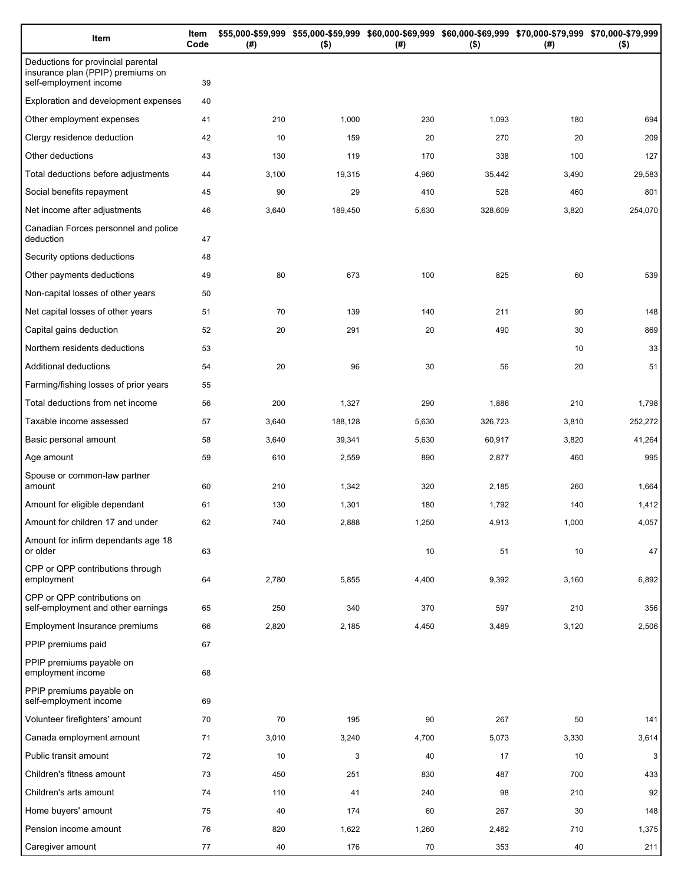| Item | Item Code | $55,000-$59,999 (#) | $55,000-$59,999 ($) | $60,000-$69,999 (#) | $60,000-$69,999 ($) | $70,000-$79,999 (#) | $70,000-$79,999 ($) |
|---|---|---|---|---|---|---|---|
| Deductions for provincial parental insurance plan (PPIP) premiums on self-employment income | 39 | | | | | | |
| Exploration and development expenses | 40 | | | | | | |
| Other employment expenses | 41 | 210 | 1,000 | 230 | 1,093 | 180 | 694 |
| Clergy residence deduction | 42 | 10 | 159 | 20 | 270 | 20 | 209 |
| Other deductions | 43 | 130 | 119 | 170 | 338 | 100 | 127 |
| Total deductions before adjustments | 44 | 3,100 | 19,315 | 4,960 | 35,442 | 3,490 | 29,583 |
| Social benefits repayment | 45 | 90 | 29 | 410 | 528 | 460 | 801 |
| Net income after adjustments | 46 | 3,640 | 189,450 | 5,630 | 328,609 | 3,820 | 254,070 |
| Canadian Forces personnel and police deduction | 47 | | | | | | |
| Security options deductions | 48 | | | | | | |
| Other payments deductions | 49 | 80 | 673 | 100 | 825 | 60 | 539 |
| Non-capital losses of other years | 50 | | | | | | |
| Net capital losses of other years | 51 | 70 | 139 | 140 | 211 | 90 | 148 |
| Capital gains deduction | 52 | 20 | 291 | 20 | 490 | 30 | 869 |
| Northern residents deductions | 53 | | | | | 10 | 33 |
| Additional deductions | 54 | 20 | 96 | 30 | 56 | 20 | 51 |
| Farming/fishing losses of prior years | 55 | | | | | | |
| Total deductions from net income | 56 | 200 | 1,327 | 290 | 1,886 | 210 | 1,798 |
| Taxable income assessed | 57 | 3,640 | 188,128 | 5,630 | 326,723 | 3,810 | 252,272 |
| Basic personal amount | 58 | 3,640 | 39,341 | 5,630 | 60,917 | 3,820 | 41,264 |
| Age amount | 59 | 610 | 2,559 | 890 | 2,877 | 460 | 995 |
| Spouse or common-law partner amount | 60 | 210 | 1,342 | 320 | 2,185 | 260 | 1,664 |
| Amount for eligible dependant | 61 | 130 | 1,301 | 180 | 1,792 | 140 | 1,412 |
| Amount for children 17 and under | 62 | 740 | 2,888 | 1,250 | 4,913 | 1,000 | 4,057 |
| Amount for infirm dependants age 18 or older | 63 | | | 10 | 51 | 10 | 47 |
| CPP or QPP contributions through employment | 64 | 2,780 | 5,855 | 4,400 | 9,392 | 3,160 | 6,892 |
| CPP or QPP contributions on self-employment and other earnings | 65 | 250 | 340 | 370 | 597 | 210 | 356 |
| Employment Insurance premiums | 66 | 2,820 | 2,185 | 4,450 | 3,489 | 3,120 | 2,506 |
| PPIP premiums paid | 67 | | | | | | |
| PPIP premiums payable on employment income | 68 | | | | | | |
| PPIP premiums payable on self-employment income | 69 | | | | | | |
| Volunteer firefighters' amount | 70 | 70 | 195 | 90 | 267 | 50 | 141 |
| Canada employment amount | 71 | 3,010 | 3,240 | 4,700 | 5,073 | 3,330 | 3,614 |
| Public transit amount | 72 | 10 | 3 | 40 | 17 | 10 | 3 |
| Children's fitness amount | 73 | 450 | 251 | 830 | 487 | 700 | 433 |
| Children's arts amount | 74 | 110 | 41 | 240 | 98 | 210 | 92 |
| Home buyers' amount | 75 | 40 | 174 | 60 | 267 | 30 | 148 |
| Pension income amount | 76 | 820 | 1,622 | 1,260 | 2,482 | 710 | 1,375 |
| Caregiver amount | 77 | 40 | 176 | 70 | 353 | 40 | 211 |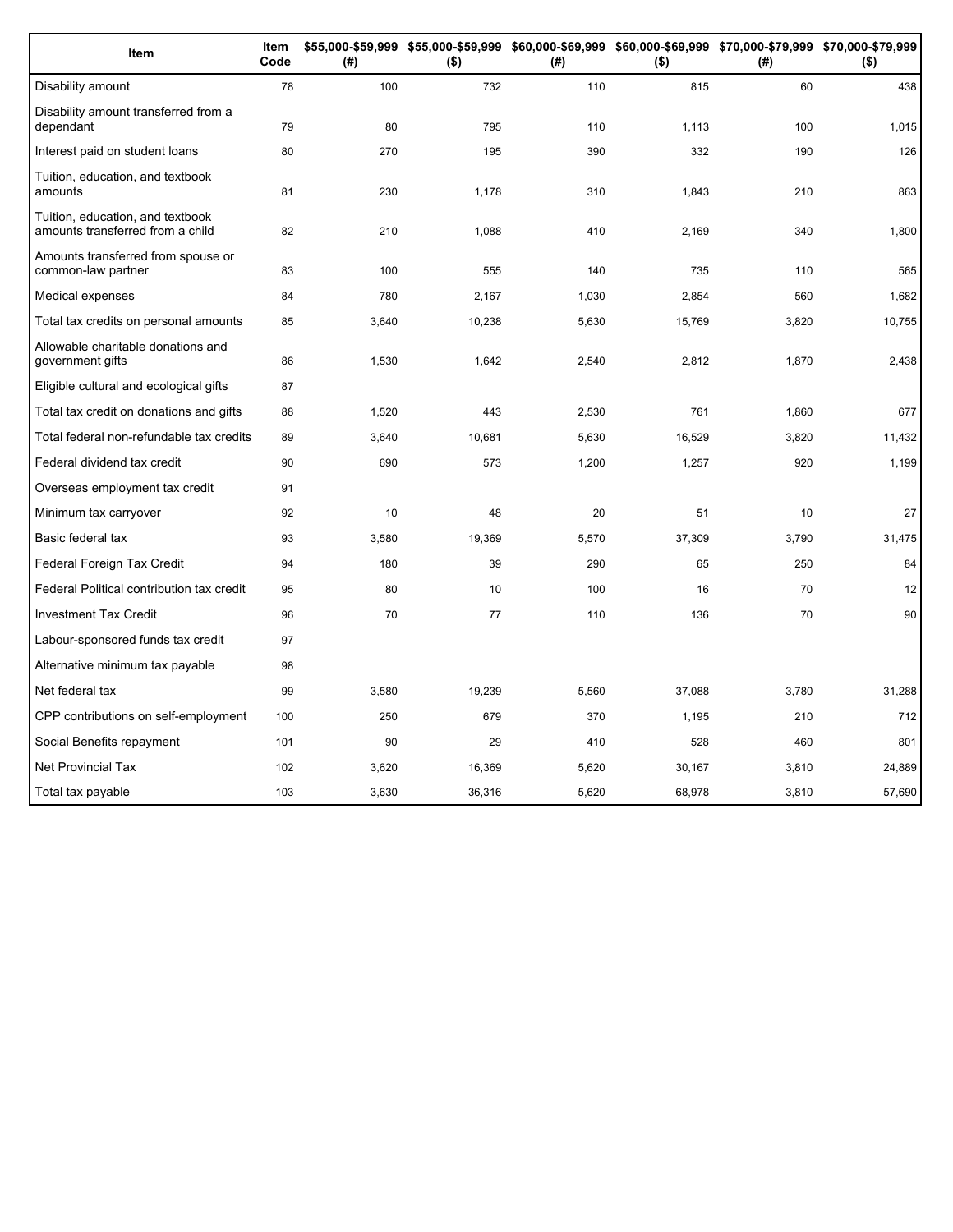| Item | Item Code | $55,000-$59,999 (#) | $55,000-$59,999 ($) | $60,000-$69,999 (#) | $60,000-$69,999 ($) | $70,000-$79,999 (#) | $70,000-$79,999 ($) |
|---|---|---|---|---|---|---|---|
| Disability amount | 78 | 100 | 732 | 110 | 815 | 60 | 438 |
| Disability amount transferred from a dependant | 79 | 80 | 795 | 110 | 1,113 | 100 | 1,015 |
| Interest paid on student loans | 80 | 270 | 195 | 390 | 332 | 190 | 126 |
| Tuition, education, and textbook amounts | 81 | 230 | 1,178 | 310 | 1,843 | 210 | 863 |
| Tuition, education, and textbook amounts transferred from a child | 82 | 210 | 1,088 | 410 | 2,169 | 340 | 1,800 |
| Amounts transferred from spouse or common-law partner | 83 | 100 | 555 | 140 | 735 | 110 | 565 |
| Medical expenses | 84 | 780 | 2,167 | 1,030 | 2,854 | 560 | 1,682 |
| Total tax credits on personal amounts | 85 | 3,640 | 10,238 | 5,630 | 15,769 | 3,820 | 10,755 |
| Allowable charitable donations and government gifts | 86 | 1,530 | 1,642 | 2,540 | 2,812 | 1,870 | 2,438 |
| Eligible cultural and ecological gifts | 87 | | | | | | |
| Total tax credit on donations and gifts | 88 | 1,520 | 443 | 2,530 | 761 | 1,860 | 677 |
| Total federal non-refundable tax credits | 89 | 3,640 | 10,681 | 5,630 | 16,529 | 3,820 | 11,432 |
| Federal dividend tax credit | 90 | 690 | 573 | 1,200 | 1,257 | 920 | 1,199 |
| Overseas employment tax credit | 91 | | | | | | |
| Minimum tax carryover | 92 | 10 | 48 | 20 | 51 | 10 | 27 |
| Basic federal tax | 93 | 3,580 | 19,369 | 5,570 | 37,309 | 3,790 | 31,475 |
| Federal Foreign Tax Credit | 94 | 180 | 39 | 290 | 65 | 250 | 84 |
| Federal Political contribution tax credit | 95 | 80 | 10 | 100 | 16 | 70 | 12 |
| Investment Tax Credit | 96 | 70 | 77 | 110 | 136 | 70 | 90 |
| Labour-sponsored funds tax credit | 97 | | | | | | |
| Alternative minimum tax payable | 98 | | | | | | |
| Net federal tax | 99 | 3,580 | 19,239 | 5,560 | 37,088 | 3,780 | 31,288 |
| CPP contributions on self-employment | 100 | 250 | 679 | 370 | 1,195 | 210 | 712 |
| Social Benefits repayment | 101 | 90 | 29 | 410 | 528 | 460 | 801 |
| Net Provincial Tax | 102 | 3,620 | 16,369 | 5,620 | 30,167 | 3,810 | 24,889 |
| Total tax payable | 103 | 3,630 | 36,316 | 5,620 | 68,978 | 3,810 | 57,690 |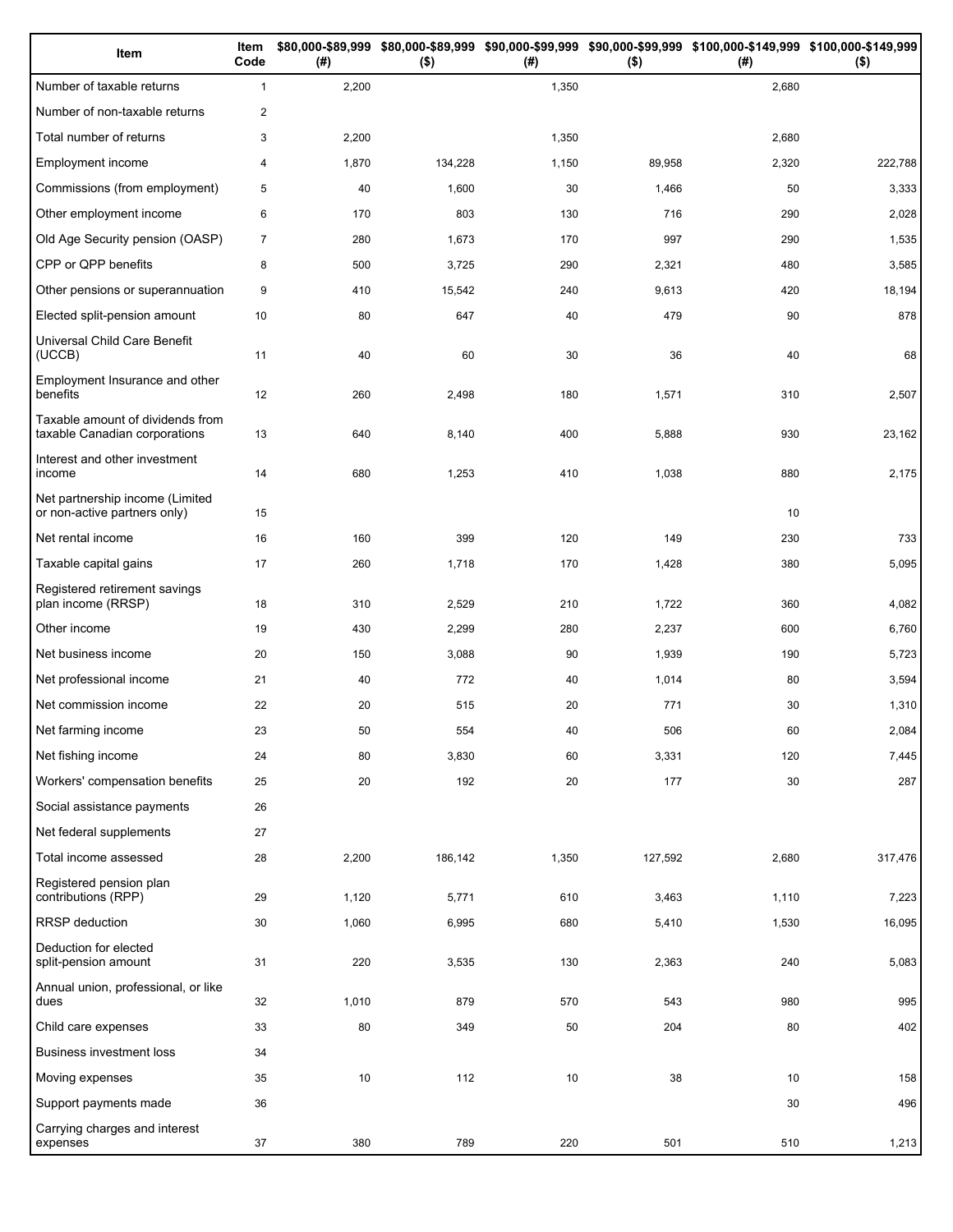| Item | Item Code | $80,000-$89,999 (#) | $80,000-$89,999 ($) | $90,000-$99,999 (#) | $90,000-$99,999 ($) | $100,000-$149,999 (#) | $100,000-$149,999 ($) |
|---|---|---|---|---|---|---|---|
| Number of taxable returns | 1 | 2,200 | | 1,350 | | 2,680 | |
| Number of non-taxable returns | 2 | | | | | | |
| Total number of returns | 3 | 2,200 | | 1,350 | | 2,680 | |
| Employment income | 4 | 1,870 | 134,228 | 1,150 | 89,958 | 2,320 | 222,788 |
| Commissions (from employment) | 5 | 40 | 1,600 | 30 | 1,466 | 50 | 3,333 |
| Other employment income | 6 | 170 | 803 | 130 | 716 | 290 | 2,028 |
| Old Age Security pension (OASP) | 7 | 280 | 1,673 | 170 | 997 | 290 | 1,535 |
| CPP or QPP benefits | 8 | 500 | 3,725 | 290 | 2,321 | 480 | 3,585 |
| Other pensions or superannuation | 9 | 410 | 15,542 | 240 | 9,613 | 420 | 18,194 |
| Elected split-pension amount | 10 | 80 | 647 | 40 | 479 | 90 | 878 |
| Universal Child Care Benefit (UCCB) | 11 | 40 | 60 | 30 | 36 | 40 | 68 |
| Employment Insurance and other benefits | 12 | 260 | 2,498 | 180 | 1,571 | 310 | 2,507 |
| Taxable amount of dividends from taxable Canadian corporations | 13 | 640 | 8,140 | 400 | 5,888 | 930 | 23,162 |
| Interest and other investment income | 14 | 680 | 1,253 | 410 | 1,038 | 880 | 2,175 |
| Net partnership income (Limited or non-active partners only) | 15 | | | | | 10 | |
| Net rental income | 16 | 160 | 399 | 120 | 149 | 230 | 733 |
| Taxable capital gains | 17 | 260 | 1,718 | 170 | 1,428 | 380 | 5,095 |
| Registered retirement savings plan income (RRSP) | 18 | 310 | 2,529 | 210 | 1,722 | 360 | 4,082 |
| Other income | 19 | 430 | 2,299 | 280 | 2,237 | 600 | 6,760 |
| Net business income | 20 | 150 | 3,088 | 90 | 1,939 | 190 | 5,723 |
| Net professional income | 21 | 40 | 772 | 40 | 1,014 | 80 | 3,594 |
| Net commission income | 22 | 20 | 515 | 20 | 771 | 30 | 1,310 |
| Net farming income | 23 | 50 | 554 | 40 | 506 | 60 | 2,084 |
| Net fishing income | 24 | 80 | 3,830 | 60 | 3,331 | 120 | 7,445 |
| Workers' compensation benefits | 25 | 20 | 192 | 20 | 177 | 30 | 287 |
| Social assistance payments | 26 | | | | | | |
| Net federal supplements | 27 | | | | | | |
| Total income assessed | 28 | 2,200 | 186,142 | 1,350 | 127,592 | 2,680 | 317,476 |
| Registered pension plan contributions (RPP) | 29 | 1,120 | 5,771 | 610 | 3,463 | 1,110 | 7,223 |
| RRSP deduction | 30 | 1,060 | 6,995 | 680 | 5,410 | 1,530 | 16,095 |
| Deduction for elected split-pension amount | 31 | 220 | 3,535 | 130 | 2,363 | 240 | 5,083 |
| Annual union, professional, or like dues | 32 | 1,010 | 879 | 570 | 543 | 980 | 995 |
| Child care expenses | 33 | 80 | 349 | 50 | 204 | 80 | 402 |
| Business investment loss | 34 | | | | | | |
| Moving expenses | 35 | 10 | 112 | 10 | 38 | 10 | 158 |
| Support payments made | 36 | | | | | 30 | 496 |
| Carrying charges and interest expenses | 37 | 380 | 789 | 220 | 501 | 510 | 1,213 |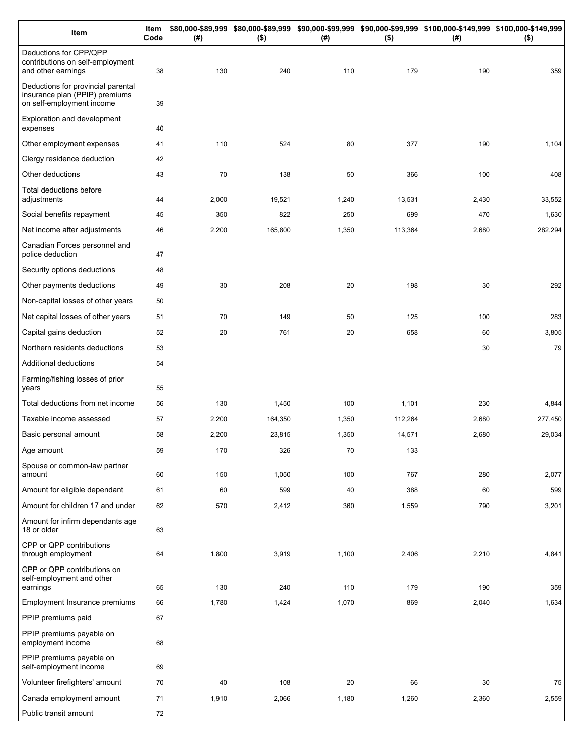| Item | Item Code | $80,000-$89,999 (#) | $80,000-$89,999 ($) | $90,000-$99,999 (#) | $90,000-$99,999 ($) | $100,000-$149,999 (#) | $100,000-$149,999 ($) |
|---|---|---|---|---|---|---|---|
| Deductions for CPP/QPP contributions on self-employment and other earnings | 38 | 130 | 240 | 110 | 179 | 190 | 359 |
| Deductions for provincial parental insurance plan (PPIP) premiums on self-employment income | 39 | | | | | | |
| Exploration and development expenses | 40 | | | | | | |
| Other employment expenses | 41 | 110 | 524 | 80 | 377 | 190 | 1,104 |
| Clergy residence deduction | 42 | | | | | | |
| Other deductions | 43 | 70 | 138 | 50 | 366 | 100 | 408 |
| Total deductions before adjustments | 44 | 2,000 | 19,521 | 1,240 | 13,531 | 2,430 | 33,552 |
| Social benefits repayment | 45 | 350 | 822 | 250 | 699 | 470 | 1,630 |
| Net income after adjustments | 46 | 2,200 | 165,800 | 1,350 | 113,364 | 2,680 | 282,294 |
| Canadian Forces personnel and police deduction | 47 | | | | | | |
| Security options deductions | 48 | | | | | | |
| Other payments deductions | 49 | 30 | 208 | 20 | 198 | 30 | 292 |
| Non-capital losses of other years | 50 | | | | | | |
| Net capital losses of other years | 51 | 70 | 149 | 50 | 125 | 100 | 283 |
| Capital gains deduction | 52 | 20 | 761 | 20 | 658 | 60 | 3,805 |
| Northern residents deductions | 53 | | | | | 30 | 79 |
| Additional deductions | 54 | | | | | | |
| Farming/fishing losses of prior years | 55 | | | | | | |
| Total deductions from net income | 56 | 130 | 1,450 | 100 | 1,101 | 230 | 4,844 |
| Taxable income assessed | 57 | 2,200 | 164,350 | 1,350 | 112,264 | 2,680 | 277,450 |
| Basic personal amount | 58 | 2,200 | 23,815 | 1,350 | 14,571 | 2,680 | 29,034 |
| Age amount | 59 | 170 | 326 | 70 | 133 | | |
| Spouse or common-law partner amount | 60 | 150 | 1,050 | 100 | 767 | 280 | 2,077 |
| Amount for eligible dependant | 61 | 60 | 599 | 40 | 388 | 60 | 599 |
| Amount for children 17 and under | 62 | 570 | 2,412 | 360 | 1,559 | 790 | 3,201 |
| Amount for infirm dependants age 18 or older | 63 | | | | | | |
| CPP or QPP contributions through employment | 64 | 1,800 | 3,919 | 1,100 | 2,406 | 2,210 | 4,841 |
| CPP or QPP contributions on self-employment and other earnings | 65 | 130 | 240 | 110 | 179 | 190 | 359 |
| Employment Insurance premiums | 66 | 1,780 | 1,424 | 1,070 | 869 | 2,040 | 1,634 |
| PPIP premiums paid | 67 | | | | | | |
| PPIP premiums payable on employment income | 68 | | | | | | |
| PPIP premiums payable on self-employment income | 69 | | | | | | |
| Volunteer firefighters' amount | 70 | 40 | 108 | 20 | 66 | 30 | 75 |
| Canada employment amount | 71 | 1,910 | 2,066 | 1,180 | 1,260 | 2,360 | 2,559 |
| Public transit amount | 72 | | | | | | |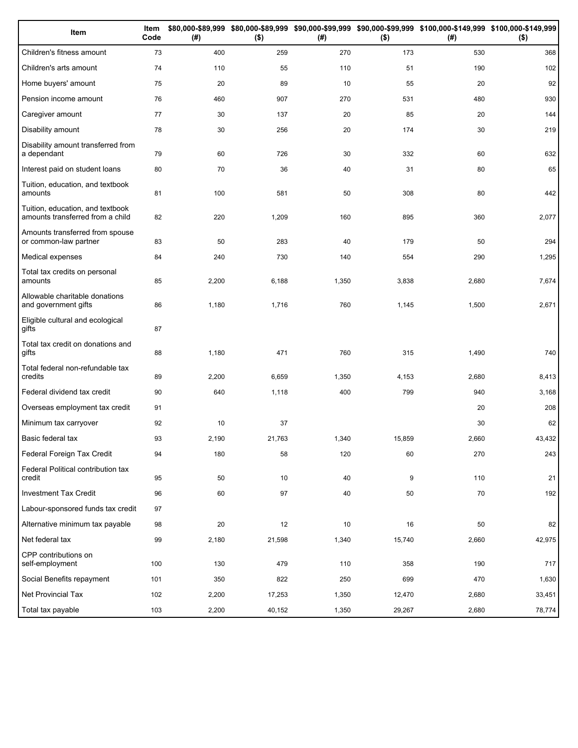| Item | Item Code | $80,000-$89,999 (#) | $80,000-$89,999 ($) | $90,000-$99,999 (#) | $90,000-$99,999 ($) | $100,000-$149,999 (#) | $100,000-$149,999 ($) |
|---|---|---|---|---|---|---|---|
| Children's fitness amount | 73 | 400 | 259 | 270 | 173 | 530 | 368 |
| Children's arts amount | 74 | 110 | 55 | 110 | 51 | 190 | 102 |
| Home buyers' amount | 75 | 20 | 89 | 10 | 55 | 20 | 92 |
| Pension income amount | 76 | 460 | 907 | 270 | 531 | 480 | 930 |
| Caregiver amount | 77 | 30 | 137 | 20 | 85 | 20 | 144 |
| Disability amount | 78 | 30 | 256 | 20 | 174 | 30 | 219 |
| Disability amount transferred from a dependant | 79 | 60 | 726 | 30 | 332 | 60 | 632 |
| Interest paid on student loans | 80 | 70 | 36 | 40 | 31 | 80 | 65 |
| Tuition, education, and textbook amounts | 81 | 100 | 581 | 50 | 308 | 80 | 442 |
| Tuition, education, and textbook amounts transferred from a child | 82 | 220 | 1,209 | 160 | 895 | 360 | 2,077 |
| Amounts transferred from spouse or common-law partner | 83 | 50 | 283 | 40 | 179 | 50 | 294 |
| Medical expenses | 84 | 240 | 730 | 140 | 554 | 290 | 1,295 |
| Total tax credits on personal amounts | 85 | 2,200 | 6,188 | 1,350 | 3,838 | 2,680 | 7,674 |
| Allowable charitable donations and government gifts | 86 | 1,180 | 1,716 | 760 | 1,145 | 1,500 | 2,671 |
| Eligible cultural and ecological gifts | 87 | | | | | | |
| Total tax credit on donations and gifts | 88 | 1,180 | 471 | 760 | 315 | 1,490 | 740 |
| Total federal non-refundable tax credits | 89 | 2,200 | 6,659 | 1,350 | 4,153 | 2,680 | 8,413 |
| Federal dividend tax credit | 90 | 640 | 1,118 | 400 | 799 | 940 | 3,168 |
| Overseas employment tax credit | 91 | | | | | 20 | 208 |
| Minimum tax carryover | 92 | 10 | 37 | | | 30 | 62 |
| Basic federal tax | 93 | 2,190 | 21,763 | 1,340 | 15,859 | 2,660 | 43,432 |
| Federal Foreign Tax Credit | 94 | 180 | 58 | 120 | 60 | 270 | 243 |
| Federal Political contribution tax credit | 95 | 50 | 10 | 40 | 9 | 110 | 21 |
| Investment Tax Credit | 96 | 60 | 97 | 40 | 50 | 70 | 192 |
| Labour-sponsored funds tax credit | 97 | | | | | | |
| Alternative minimum tax payable | 98 | 20 | 12 | 10 | 16 | 50 | 82 |
| Net federal tax | 99 | 2,180 | 21,598 | 1,340 | 15,740 | 2,660 | 42,975 |
| CPP contributions on self-employment | 100 | 130 | 479 | 110 | 358 | 190 | 717 |
| Social Benefits repayment | 101 | 350 | 822 | 250 | 699 | 470 | 1,630 |
| Net Provincial Tax | 102 | 2,200 | 17,253 | 1,350 | 12,470 | 2,680 | 33,451 |
| Total tax payable | 103 | 2,200 | 40,152 | 1,350 | 29,267 | 2,680 | 78,774 |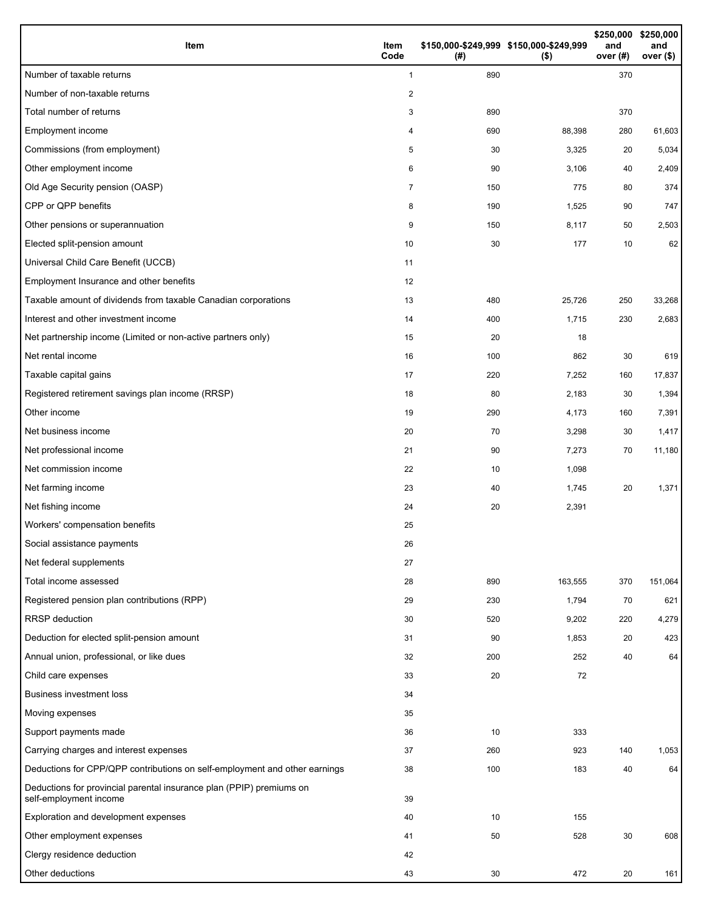| Item | Item Code | $150,000-$249,999 (#) | $150,000-$249,999 ($) | $250,000 and over (#) | $250,000 and over ($) |
|---|---|---|---|---|---|
| Number of taxable returns | 1 | 890 | | 370 | |
| Number of non-taxable returns | 2 | | | | |
| Total number of returns | 3 | 890 | | 370 | |
| Employment income | 4 | 690 | 88,398 | 280 | 61,603 |
| Commissions (from employment) | 5 | 30 | 3,325 | 20 | 5,034 |
| Other employment income | 6 | 90 | 3,106 | 40 | 2,409 |
| Old Age Security pension (OASP) | 7 | 150 | 775 | 80 | 374 |
| CPP or QPP benefits | 8 | 190 | 1,525 | 90 | 747 |
| Other pensions or superannuation | 9 | 150 | 8,117 | 50 | 2,503 |
| Elected split-pension amount | 10 | 30 | 177 | 10 | 62 |
| Universal Child Care Benefit (UCCB) | 11 | | | | |
| Employment Insurance and other benefits | 12 | | | | |
| Taxable amount of dividends from taxable Canadian corporations | 13 | 480 | 25,726 | 250 | 33,268 |
| Interest and other investment income | 14 | 400 | 1,715 | 230 | 2,683 |
| Net partnership income (Limited or non-active partners only) | 15 | 20 | 18 | | |
| Net rental income | 16 | 100 | 862 | 30 | 619 |
| Taxable capital gains | 17 | 220 | 7,252 | 160 | 17,837 |
| Registered retirement savings plan income (RRSP) | 18 | 80 | 2,183 | 30 | 1,394 |
| Other income | 19 | 290 | 4,173 | 160 | 7,391 |
| Net business income | 20 | 70 | 3,298 | 30 | 1,417 |
| Net professional income | 21 | 90 | 7,273 | 70 | 11,180 |
| Net commission income | 22 | 10 | 1,098 | | |
| Net farming income | 23 | 40 | 1,745 | 20 | 1,371 |
| Net fishing income | 24 | 20 | 2,391 | | |
| Workers' compensation benefits | 25 | | | | |
| Social assistance payments | 26 | | | | |
| Net federal supplements | 27 | | | | |
| Total income assessed | 28 | 890 | 163,555 | 370 | 151,064 |
| Registered pension plan contributions (RPP) | 29 | 230 | 1,794 | 70 | 621 |
| RRSP deduction | 30 | 520 | 9,202 | 220 | 4,279 |
| Deduction for elected split-pension amount | 31 | 90 | 1,853 | 20 | 423 |
| Annual union, professional, or like dues | 32 | 200 | 252 | 40 | 64 |
| Child care expenses | 33 | 20 | 72 | | |
| Business investment loss | 34 | | | | |
| Moving expenses | 35 | | | | |
| Support payments made | 36 | 10 | 333 | | |
| Carrying charges and interest expenses | 37 | 260 | 923 | 140 | 1,053 |
| Deductions for CPP/QPP contributions on self-employment and other earnings | 38 | 100 | 183 | 40 | 64 |
| Deductions for provincial parental insurance plan (PPIP) premiums on self-employment income | 39 | | | | |
| Exploration and development expenses | 40 | 10 | 155 | | |
| Other employment expenses | 41 | 50 | 528 | 30 | 608 |
| Clergy residence deduction | 42 | | | | |
| Other deductions | 43 | 30 | 472 | 20 | 161 |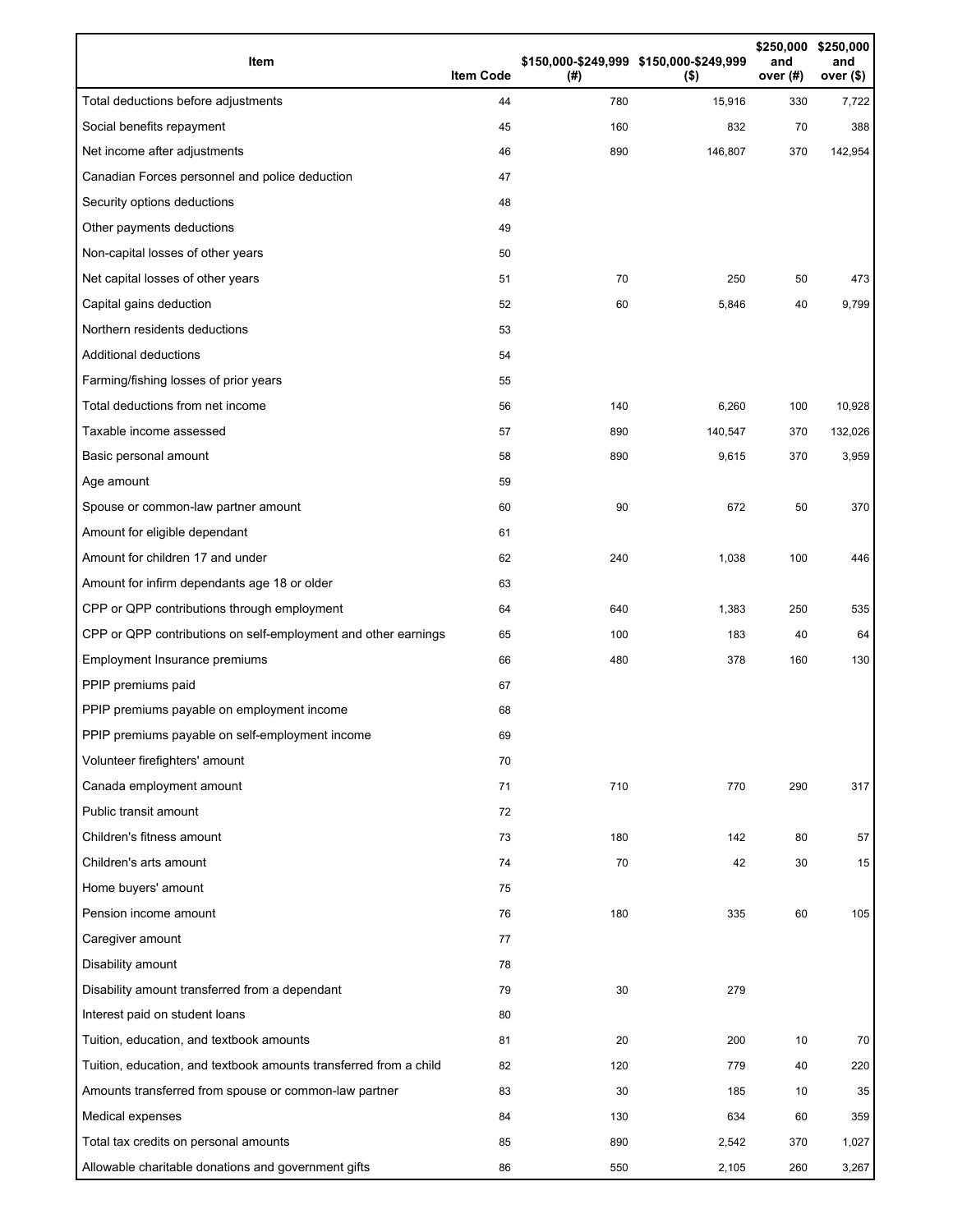| Item | Item Code | $150,000-$249,999 (#) | $150,000-$249,999 ($) | $250,000 and over (#) | $250,000 and over ($) |
|---|---|---|---|---|---|
| Total deductions before adjustments | 44 | 780 | 15,916 | 330 | 7,722 |
| Social benefits repayment | 45 | 160 | 832 | 70 | 388 |
| Net income after adjustments | 46 | 890 | 146,807 | 370 | 142,954 |
| Canadian Forces personnel and police deduction | 47 | | | | |
| Security options deductions | 48 | | | | |
| Other payments deductions | 49 | | | | |
| Non-capital losses of other years | 50 | | | | |
| Net capital losses of other years | 51 | 70 | 250 | 50 | 473 |
| Capital gains deduction | 52 | 60 | 5,846 | 40 | 9,799 |
| Northern residents deductions | 53 | | | | |
| Additional deductions | 54 | | | | |
| Farming/fishing losses of prior years | 55 | | | | |
| Total deductions from net income | 56 | 140 | 6,260 | 100 | 10,928 |
| Taxable income assessed | 57 | 890 | 140,547 | 370 | 132,026 |
| Basic personal amount | 58 | 890 | 9,615 | 370 | 3,959 |
| Age amount | 59 | | | | |
| Spouse or common-law partner amount | 60 | 90 | 672 | 50 | 370 |
| Amount for eligible dependant | 61 | | | | |
| Amount for children 17 and under | 62 | 240 | 1,038 | 100 | 446 |
| Amount for infirm dependants age 18 or older | 63 | | | | |
| CPP or QPP contributions through employment | 64 | 640 | 1,383 | 250 | 535 |
| CPP or QPP contributions on self-employment and other earnings | 65 | 100 | 183 | 40 | 64 |
| Employment Insurance premiums | 66 | 480 | 378 | 160 | 130 |
| PPIP premiums paid | 67 | | | | |
| PPIP premiums payable on employment income | 68 | | | | |
| PPIP premiums payable on self-employment income | 69 | | | | |
| Volunteer firefighters' amount | 70 | | | | |
| Canada employment amount | 71 | 710 | 770 | 290 | 317 |
| Public transit amount | 72 | | | | |
| Children's fitness amount | 73 | 180 | 142 | 80 | 57 |
| Children's arts amount | 74 | 70 | 42 | 30 | 15 |
| Home buyers' amount | 75 | | | | |
| Pension income amount | 76 | 180 | 335 | 60 | 105 |
| Caregiver amount | 77 | | | | |
| Disability amount | 78 | | | | |
| Disability amount transferred from a dependant | 79 | 30 | 279 | | |
| Interest paid on student loans | 80 | | | | |
| Tuition, education, and textbook amounts | 81 | 20 | 200 | 10 | 70 |
| Tuition, education, and textbook amounts transferred from a child | 82 | 120 | 779 | 40 | 220 |
| Amounts transferred from spouse or common-law partner | 83 | 30 | 185 | 10 | 35 |
| Medical expenses | 84 | 130 | 634 | 60 | 359 |
| Total tax credits on personal amounts | 85 | 890 | 2,542 | 370 | 1,027 |
| Allowable charitable donations and government gifts | 86 | 550 | 2,105 | 260 | 3,267 |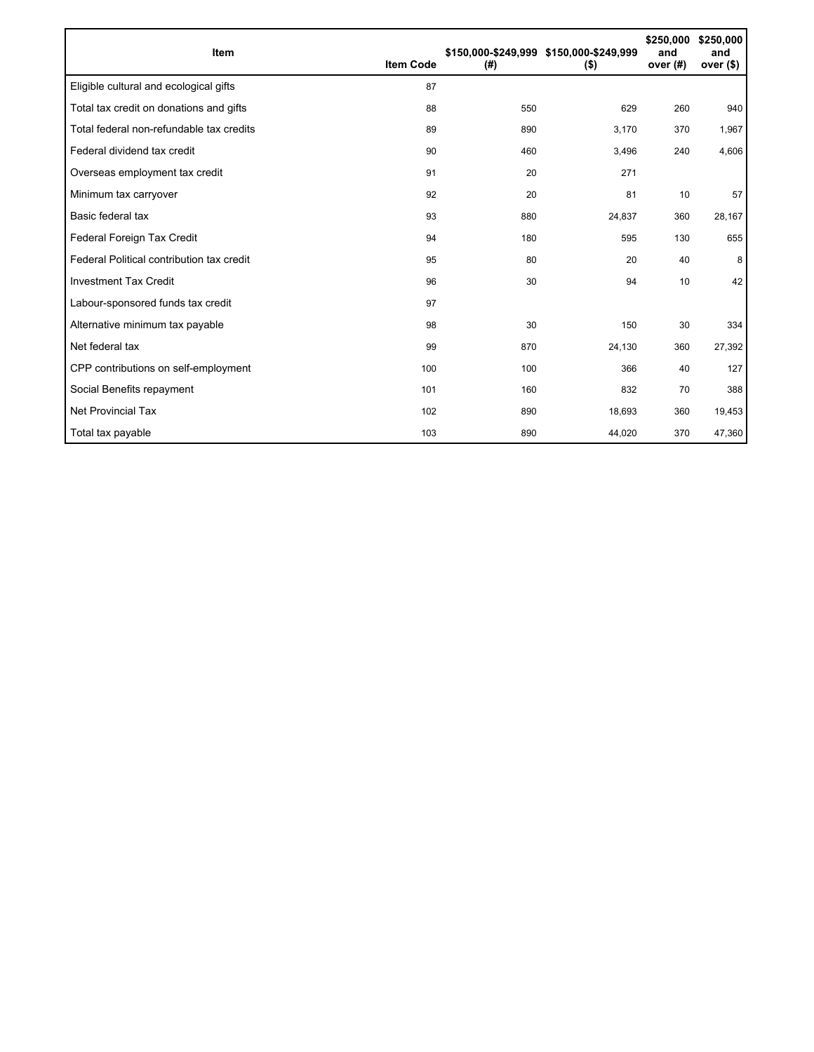| Item | Item Code | \$150,000-\$249,999 (#) | \$150,000-\$249,999 (\$) | \$250,000 and over (#) | \$250,000 and over (\$) |
|---|---|---|---|---|---|
| Eligible cultural and ecological gifts | 87 | | | | |
| Total tax credit on donations and gifts | 88 | 550 | 629 | 260 | 940 |
| Total federal non-refundable tax credits | 89 | 890 | 3,170 | 370 | 1,967 |
| Federal dividend tax credit | 90 | 460 | 3,496 | 240 | 4,606 |
| Overseas employment tax credit | 91 | 20 | 271 | | |
| Minimum tax carryover | 92 | 20 | 81 | 10 | 57 |
| Basic federal tax | 93 | 880 | 24,837 | 360 | 28,167 |
| Federal Foreign Tax Credit | 94 | 180 | 595 | 130 | 655 |
| Federal Political contribution tax credit | 95 | 80 | 20 | 40 | 8 |
| Investment Tax Credit | 96 | 30 | 94 | 10 | 42 |
| Labour-sponsored funds tax credit | 97 | | | | |
| Alternative minimum tax payable | 98 | 30 | 150 | 30 | 334 |
| Net federal tax | 99 | 870 | 24,130 | 360 | 27,392 |
| CPP contributions on self-employment | 100 | 100 | 366 | 40 | 127 |
| Social Benefits repayment | 101 | 160 | 832 | 70 | 388 |
| Net Provincial Tax | 102 | 890 | 18,693 | 360 | 19,453 |
| Total tax payable | 103 | 890 | 44,020 | 370 | 47,360 |